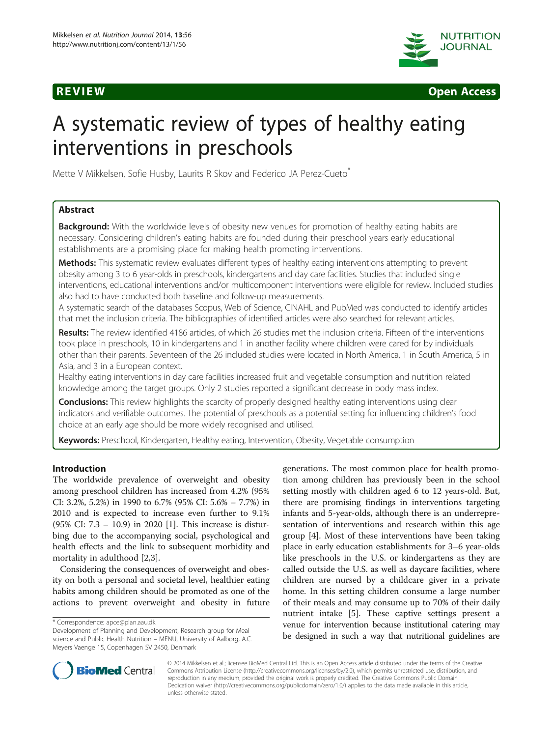REVIEW Open Access

# A systematic review of types of healthy eating interventions in preschools

Mette V Mikkelsen, Sofie Husby, Laurits R Skov and Federico JA Perez-Cueto*

## Abstract

**Background:** With the worldwide levels of obesity new venues for promotion of healthy eating habits are necessary. Considering children's eating habits are founded during their preschool years early educational establishments are a promising place for making health promoting interventions.

**Methods:** This systematic review evaluates different types of healthy eating interventions attempting to prevent obesity among 3 to 6 year-olds in preschools, kindergartens and day care facilities. Studies that included single interventions, educational interventions and/or multicomponent interventions were eligible for review. Included studies also had to have conducted both baseline and follow-up measurements.

A systematic search of the databases Scopus, Web of Science, CINAHL and PubMed was conducted to identify articles that met the inclusion criteria. The bibliographies of identified articles were also searched for relevant articles.

**Results:** The review identified 4186 articles, of which 26 studies met the inclusion criteria. Fifteen of the interventions took place in preschools, 10 in kindergartens and 1 in another facility where children were cared for by individuals other than their parents. Seventeen of the 26 included studies were located in North America, 1 in South America, 5 in Asia, and 3 in a European context.

Healthy eating interventions in day care facilities increased fruit and vegetable consumption and nutrition related knowledge among the target groups. Only 2 studies reported a significant decrease in body mass index.

**Conclusions:** This review highlights the scarcity of properly designed healthy eating interventions using clear indicators and verifiable outcomes. The potential of preschools as a potential setting for influencing children's food choice at an early age should be more widely recognised and utilised.

**Keywords:** Preschool, Kindergarten, Healthy eating, Intervention, Obesity, Vegetable consumption

## Introduction

The worldwide prevalence of overweight and obesity among preschool children has increased from 4.2% (95% CI: 3.2%, 5.2%) in 1990 to 6.7% (95% CI: 5.6% – 7.7%) in 2010 and is expected to increase even further to 9.1% (95% CI: 7.3 – 10.9) in 2020 [1]. This increase is disturbing due to the accompanying social, psychological and health effects and the link to subsequent morbidity and mortality in adulthood [2,3].

Considering the consequences of overweight and obesity on both a personal and societal level, healthier eating habits among children should be promoted as one of the actions to prevent overweight and obesity in future generations. The most common place for health promotion among children has previously been in the school setting mostly with children aged 6 to 12 years-old. But, there are promising findings in interventions targeting infants and 5-year-olds, although there is an underrepresentation of interventions and research within this age group [4]. Most of these interventions have been taking place in early education establishments for 3–6 year-olds like preschools in the U.S. or kindergartens as they are called outside the U.S. as well as daycare facilities, where children are nursed by a childcare giver in a private home. In this setting children consume a large number of their meals and may consume up to 70% of their daily nutrient intake [5]. These captive settings present a venue for intervention because institutional catering may be designed in such a way that nutritional guidelines are

* Correspondence: apce@plan.aau.dk
Development of Planning and Development, Research group for Meal science and Public Health Nutrition – MENU, University of Aalborg, A.C. Meyers Vaenge 15, Copenhagen SV 2450, Denmark

© 2014 Mikkelsen et al.; licensee BioMed Central Ltd. This is an Open Access article distributed under the terms of the Creative Commons Attribution License (http://creativecommons.org/licenses/by/2.0), which permits unrestricted use, distribution, and reproduction in any medium, provided the original work is properly credited. The Creative Commons Public Domain Dedication waiver (http://creativecommons.org/publicdomain/zero/1.0/) applies to the data made available in this article, unless otherwise stated.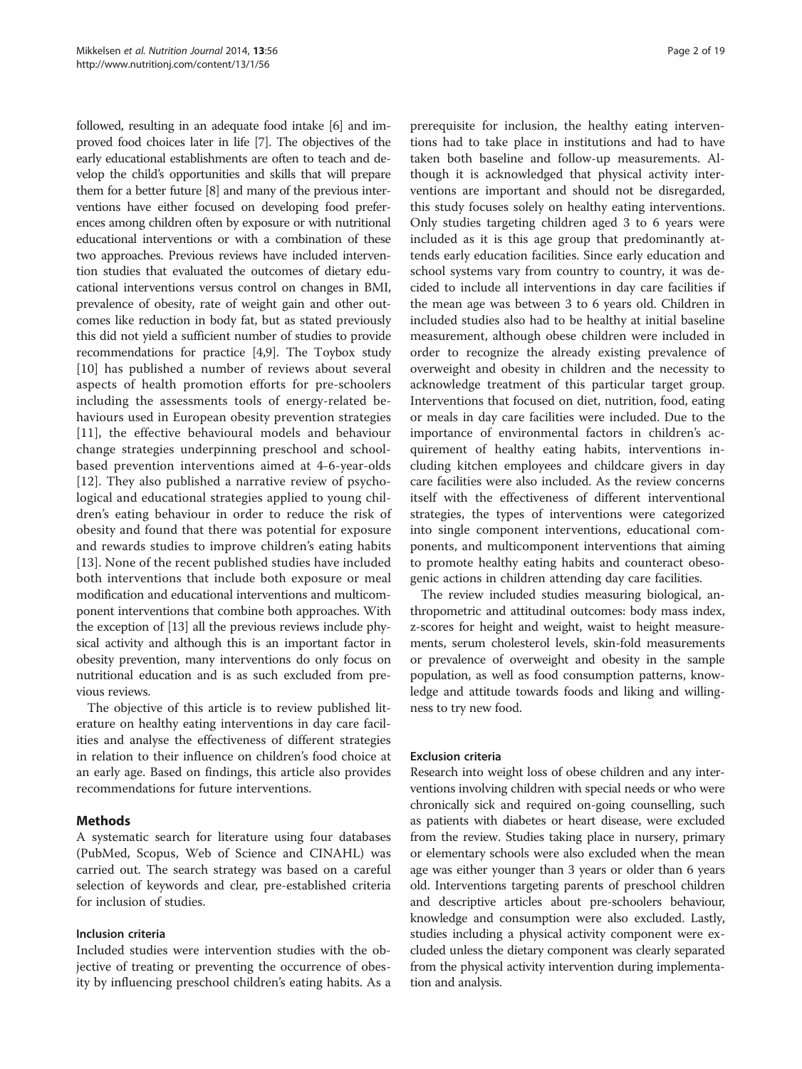followed, resulting in an adequate food intake [6] and improved food choices later in life [7]. The objectives of the early educational establishments are often to teach and develop the child's opportunities and skills that will prepare them for a better future [8] and many of the previous interventions have either focused on developing food preferences among children often by exposure or with nutritional educational interventions or with a combination of these two approaches. Previous reviews have included intervention studies that evaluated the outcomes of dietary educational interventions versus control on changes in BMI, prevalence of obesity, rate of weight gain and other outcomes like reduction in body fat, but as stated previously this did not yield a sufficient number of studies to provide recommendations for practice [4,9]. The Toybox study [10] has published a number of reviews about several aspects of health promotion efforts for pre-schoolers including the assessments tools of energy-related behaviours used in European obesity prevention strategies [11], the effective behavioural models and behaviour change strategies underpinning preschool and school-based prevention interventions aimed at 4-6-year-olds [12]. They also published a narrative review of psychological and educational strategies applied to young children's eating behaviour in order to reduce the risk of obesity and found that there was potential for exposure and rewards studies to improve children's eating habits [13]. None of the recent published studies have included both interventions that include both exposure or meal modification and educational interventions and multicomponent interventions that combine both approaches. With the exception of [13] all the previous reviews include physical activity and although this is an important factor in obesity prevention, many interventions do only focus on nutritional education and is as such excluded from previous reviews.

The objective of this article is to review published literature on healthy eating interventions in day care facilities and analyse the effectiveness of different strategies in relation to their influence on children's food choice at an early age. Based on findings, this article also provides recommendations for future interventions.

## Methods

A systematic search for literature using four databases (PubMed, Scopus, Web of Science and CINAHL) was carried out. The search strategy was based on a careful selection of keywords and clear, pre-established criteria for inclusion of studies.

### Inclusion criteria

Included studies were intervention studies with the objective of treating or preventing the occurrence of obesity by influencing preschool children's eating habits. As a prerequisite for inclusion, the healthy eating interventions had to take place in institutions and had to have taken both baseline and follow-up measurements. Although it is acknowledged that physical activity interventions are important and should not be disregarded, this study focuses solely on healthy eating interventions. Only studies targeting children aged 3 to 6 years were included as it is this age group that predominantly attends early education facilities. Since early education and school systems vary from country to country, it was decided to include all interventions in day care facilities if the mean age was between 3 to 6 years old. Children in included studies also had to be healthy at initial baseline measurement, although obese children were included in order to recognize the already existing prevalence of overweight and obesity in children and the necessity to acknowledge treatment of this particular target group. Interventions that focused on diet, nutrition, food, eating or meals in day care facilities were included. Due to the importance of environmental factors in children's acquirement of healthy eating habits, interventions including kitchen employees and childcare givers in day care facilities were also included. As the review concerns itself with the effectiveness of different interventional strategies, the types of interventions were categorized into single component interventions, educational components, and multicomponent interventions that aiming to promote healthy eating habits and counteract obesogenic actions in children attending day care facilities.

The review included studies measuring biological, anthropometric and attitudinal outcomes: body mass index, z-scores for height and weight, waist to height measurements, serum cholesterol levels, skin-fold measurements or prevalence of overweight and obesity in the sample population, as well as food consumption patterns, knowledge and attitude towards foods and liking and willingness to try new food.

### Exclusion criteria

Research into weight loss of obese children and any interventions involving children with special needs or who were chronically sick and required on-going counselling, such as patients with diabetes or heart disease, were excluded from the review. Studies taking place in nursery, primary or elementary schools were also excluded when the mean age was either younger than 3 years or older than 6 years old. Interventions targeting parents of preschool children and descriptive articles about pre-schoolers behaviour, knowledge and consumption were also excluded. Lastly, studies including a physical activity component were excluded unless the dietary component was clearly separated from the physical activity intervention during implementation and analysis.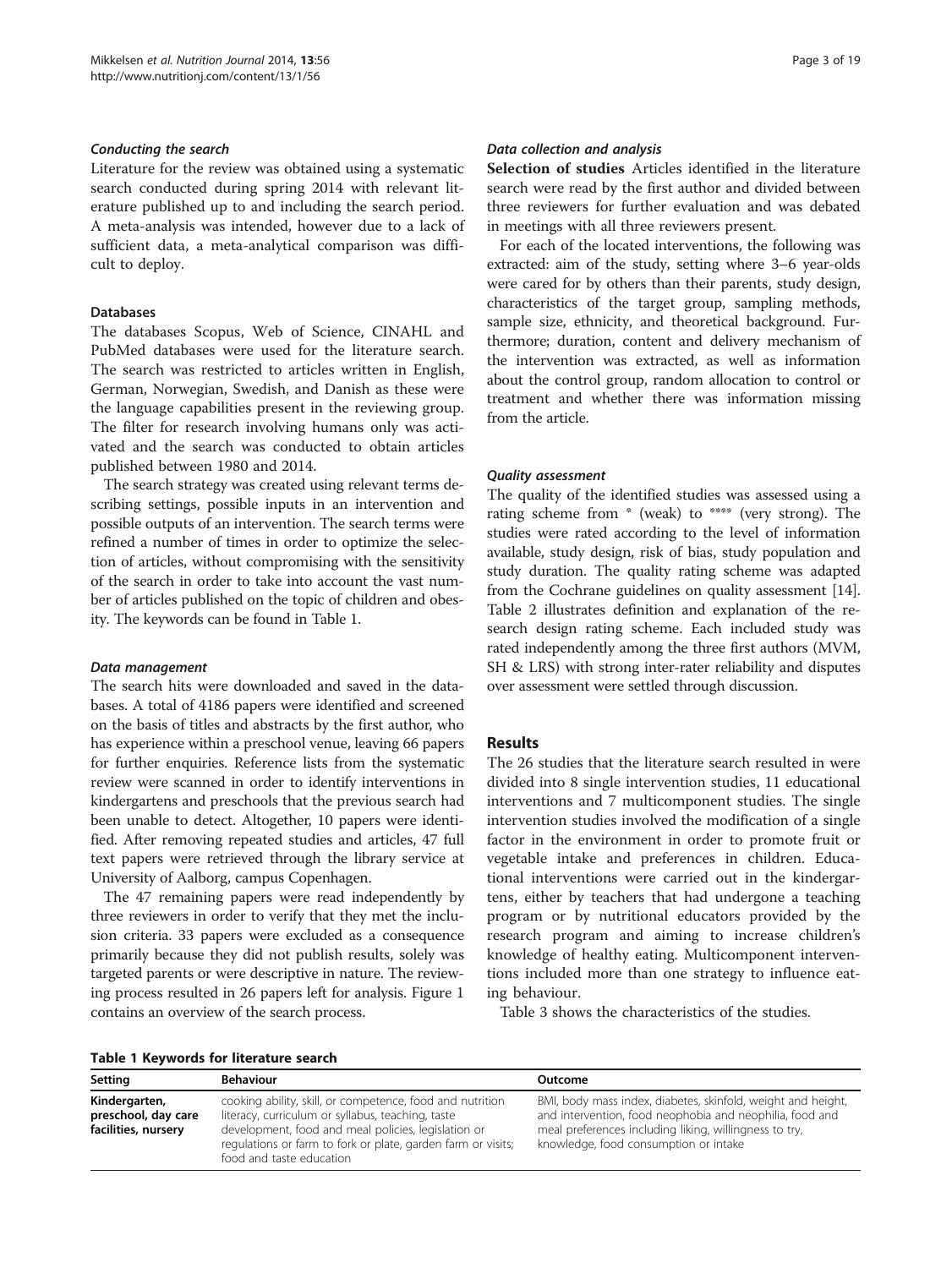#### *Conducting the search*

Literature for the review was obtained using a systematic search conducted during spring 2014 with relevant literature published up to and including the search period. A meta-analysis was intended, however due to a lack of sufficient data, a meta-analytical comparison was difficult to deploy.

#### Databases

The databases Scopus, Web of Science, CINAHL and PubMed databases were used for the literature search. The search was restricted to articles written in English, German, Norwegian, Swedish, and Danish as these were the language capabilities present in the reviewing group. The filter for research involving humans only was activated and the search was conducted to obtain articles published between 1980 and 2014.

The search strategy was created using relevant terms describing settings, possible inputs in an intervention and possible outputs of an intervention. The search terms were refined a number of times in order to optimize the selection of articles, without compromising with the sensitivity of the search in order to take into account the vast number of articles published on the topic of children and obesity. The keywords can be found in Table 1.

#### *Data management*

The search hits were downloaded and saved in the databases. A total of 4186 papers were identified and screened on the basis of titles and abstracts by the first author, who has experience within a preschool venue, leaving 66 papers for further enquiries. Reference lists from the systematic review were scanned in order to identify interventions in kindergartens and preschools that the previous search had been unable to detect. Altogether, 10 papers were identified. After removing repeated studies and articles, 47 full text papers were retrieved through the library service at University of Aalborg, campus Copenhagen.

The 47 remaining papers were read independently by three reviewers in order to verify that they met the inclusion criteria. 33 papers were excluded as a consequence primarily because they did not publish results, solely was targeted parents or were descriptive in nature. The reviewing process resulted in 26 papers left for analysis. Figure 1 contains an overview of the search process.

#### *Data collection and analysis*

**Selection of studies** Articles identified in the literature search were read by the first author and divided between three reviewers for further evaluation and was debated in meetings with all three reviewers present.

For each of the located interventions, the following was extracted: aim of the study, setting where 3–6 year-olds were cared for by others than their parents, study design, characteristics of the target group, sampling methods, sample size, ethnicity, and theoretical background. Furthermore; duration, content and delivery mechanism of the intervention was extracted, as well as information about the control group, random allocation to control or treatment and whether there was information missing from the article.

#### *Quality assessment*

The quality of the identified studies was assessed using a rating scheme from * (weak) to **** (very strong). The studies were rated according to the level of information available, study design, risk of bias, study population and study duration. The quality rating scheme was adapted from the Cochrane guidelines on quality assessment [14]. Table 2 illustrates definition and explanation of the research design rating scheme. Each included study was rated independently among the three first authors (MVM, SH & LRS) with strong inter-rater reliability and disputes over assessment were settled through discussion.

## Results

The 26 studies that the literature search resulted in were divided into 8 single intervention studies, 11 educational interventions and 7 multicomponent studies. The single intervention studies involved the modification of a single factor in the environment in order to promote fruit or vegetable intake and preferences in children. Educational interventions were carried out in the kindergartens, either by teachers that had undergone a teaching program or by nutritional educators provided by the research program and aiming to increase children's knowledge of healthy eating. Multicomponent interventions included more than one strategy to influence eating behaviour.

Table 3 shows the characteristics of the studies.

**Table 1 Keywords for literature search**

| Setting | Behaviour | Outcome |
| --- | --- | --- |
| **Kindergarten, preschool, day care facilities, nursery** | cooking ability, skill, or competence, food and nutrition literacy, curriculum or syllabus, teaching, taste development, food and meal policies, legislation or regulations or farm to fork or plate, garden farm or visits; food and taste education | BMI, body mass index, diabetes, skinfold, weight and height, and intervention, food neophobia and neophilia, food and meal preferences including liking, willingness to try, knowledge, food consumption or intake |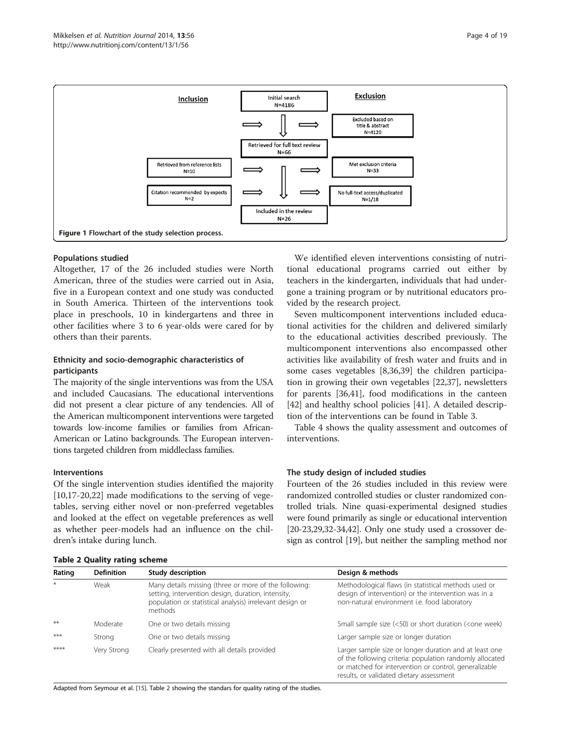Figure 1 Flowchart of the study selection process.

### Populations studied

Altogether, 17 of the 26 included studies were North American, three of the studies were carried out in Asia, five in a European context and one study was conducted in South America. Thirteen of the interventions took place in preschools, 10 in kindergartens and three in other facilities where 3 to 6 year-olds were cared for by others than their parents.

### Ethnicity and socio-demographic characteristics of participants

The majority of the single interventions was from the USA and included Caucasians. The educational interventions did not present a clear picture of any tendencies. All of the American multicomponent interventions were targeted towards low-income families or families from African-American or Latino backgrounds. The European interventions targeted children from middleclass families.

### Interventions

Of the single intervention studies identified the majority [10,17-20,22] made modifications to the serving of vegetables, serving either novel or non-preferred vegetables and looked at the effect on vegetable preferences as well as whether peer-models had an influence on the children's intake during lunch.

We identified eleven interventions consisting of nutritional educational programs carried out either by teachers in the kindergarten, individuals that had undergone a training program or by nutritional educators provided by the research project.

Seven multicomponent interventions included educational activities for the children and delivered similarly to the educational activities described previously. The multicomponent interventions also encompassed other activities like availability of fresh water and fruits and in some cases vegetables [8,36,39] the children participation in growing their own vegetables [22,37], newsletters for parents [36,41], food modifications in the canteen [42] and healthy school policies [41]. A detailed description of the interventions can be found in Table 3.

Table 4 shows the quality assessment and outcomes of interventions.

### The study design of included studies

Fourteen of the 26 studies included in this review were randomized controlled studies or cluster randomized controlled trials. Nine quasi-experimental designed studies were found primarily as single or educational intervention [20-23,29,32-34,42]. Only one study used a crossover design as control [19], but neither the sampling method nor

**Table 2 Quality rating scheme**

| Rating | Definition | Study description | Design & methods |
|---|---|---|---|
| * | Weak | Many details missing (three or more of the following: setting, intervention design, duration, intensity, population or statistical analysis) irrelevant design or methods | Methodological flaws (in statistical methods used or design of intervention) or the intervention was in a non-natural environment i.e. food laboratory |
| ** | Moderate | One or two details missing | Small sample size (<50) or short duration (<one week) |
| *** | Strong | One or two details missing | Larger sample size or longer duration |
| **** | Very Strong | Clearly presented with all details provided | Larger sample size or longer duration and at least one of the following criteria: population randomly allocated or matched for intervention or control, generalizable results, or validated dietary assessment |

Adapted from Seymour et al. [15]. Table 2 showing the standars for quality rating of the studies.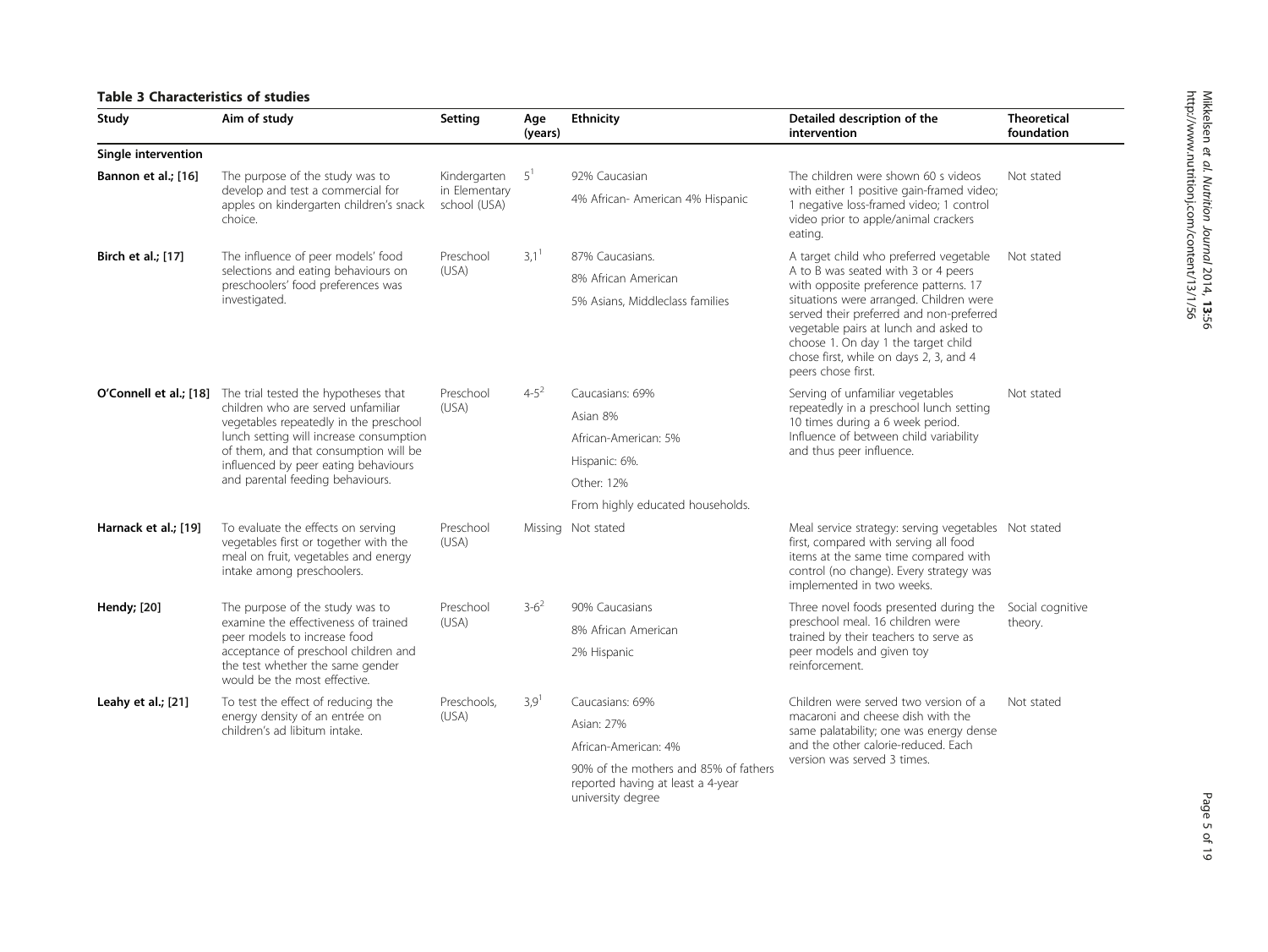**Table 3 Characteristics of studies**

| Study | Aim of study | Setting | Age (years) | Ethnicity | Detailed description of the intervention | Theoretical foundation |
|---|---|---|---|---|---|---|
| **Single intervention** | | | | | | |
| **Bannon et al.; [16]** | The purpose of the study was to develop and test a commercial for apples on kindergarten children's snack choice. | Kindergarten in Elementary school (USA) | 5[1] | 92% Caucasian<br>4% African- American 4% Hispanic | The children were shown 60 s videos with either 1 positive gain-framed video; 1 negative loss-framed video; 1 control video prior to apple/animal crackers eating. | Not stated |
| **Birch et al.; [17]** | The influence of peer models' food selections and eating behaviours on preschoolers' food preferences was investigated. | Preschool (USA) | 3,1[1] | 87% Caucasians.<br>8% African American<br>5% Asians, Middleclass families | A target child who preferred vegetable A to B was seated with 3 or 4 peers with opposite preference patterns. 17 situations were arranged. Children were served their preferred and non-preferred vegetable pairs at lunch and asked to choose 1. On day 1 the target child chose first, while on days 2, 3, and 4 peers chose first. | Not stated |
| **O'Connell et al.; [18]** | The trial tested the hypotheses that children who are served unfamiliar vegetables repeatedly in the preschool lunch setting will increase consumption of them, and that consumption will be influenced by peer eating behaviours and parental feeding behaviours. | Preschool (USA) | 4-5[2] | Caucasians: 69%<br>Asian 8%<br>African-American: 5%<br>Hispanic: 6%.<br>Other: 12%<br>From highly educated households. | Serving of unfamiliar vegetables repeatedly in a preschool lunch setting 10 times during a 6 week period. Influence of between child variability and thus peer influence. | Not stated |
| **Harnack et al.; [19]** | To evaluate the effects on serving vegetables first or together with the meal on fruit, vegetables and energy intake among preschoolers. | Preschool (USA) | Missing | Not stated | Meal service strategy: serving vegetables first, compared with serving all food items at the same time compared with control (no change). Every strategy was implemented in two weeks. | Not stated |
| **Hendy; [20]** | The purpose of the study was to examine the effectiveness of trained peer models to increase food acceptance of preschool children and the test whether the same gender would be the most effective. | Preschool (USA) | 3-6[2] | 90% Caucasians<br>8% African American<br>2% Hispanic | Three novel foods presented during the preschool meal. 16 children were trained by their teachers to serve as peer models and given toy reinforcement. | Social cognitive theory. |
| **Leahy et al.; [21]** | To test the effect of reducing the energy density of an entrée on children's ad libitum intake. | Preschools, (USA) | 3,9[1] | Caucasians: 69%<br>Asian: 27%<br>African-American: 4%<br>90% of the mothers and 85% of fathers reported having at least a 4-year university degree | Children were served two version of a macaroni and cheese dish with the same palatability; one was energy dense and the other calorie-reduced. Each version was served 3 times. | Not stated |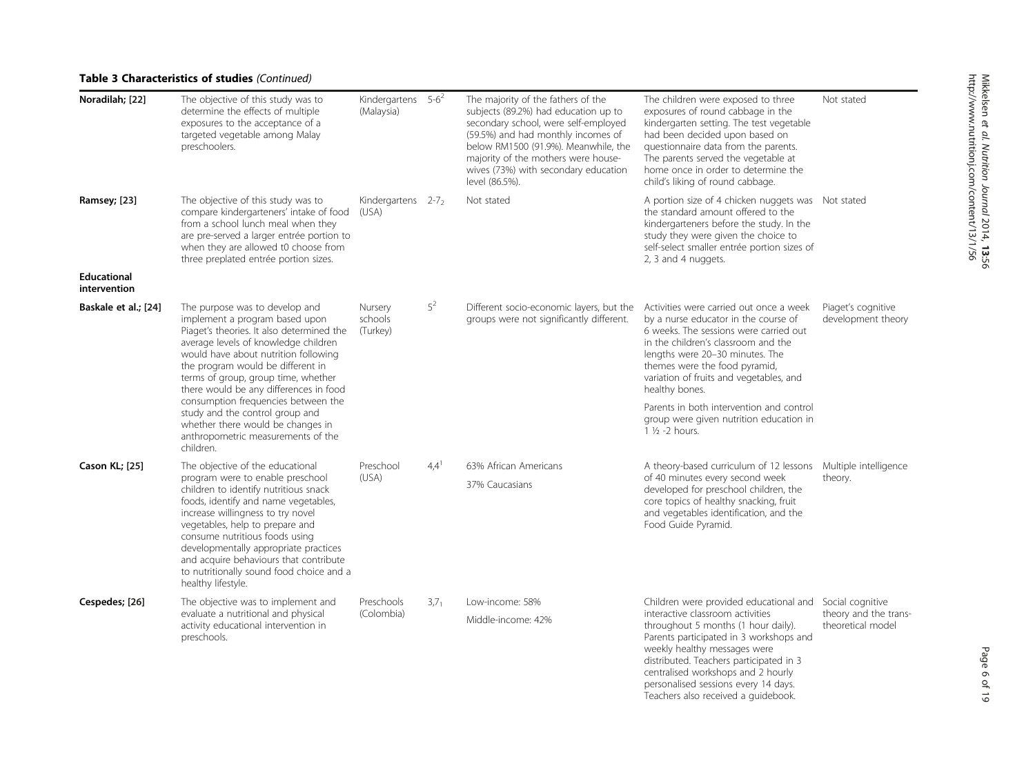**Table 3 Characteristics of studies** *(Continued)*

| | | | | | | |
|---|---|---|---|---|---|---|
| **Noradilah; [22]** | The objective of this study was to determine the effects of multiple exposures to the acceptance of a targeted vegetable among Malay preschoolers. | Kindergartens (Malaysia) | $5\text{-}6^2$ | The majority of the fathers of the subjects (89.2%) had education up to secondary school, were self-employed (59.5%) and had monthly incomes of below RM1500 (91.9%). Meanwhile, the majority of the mothers were house-wives (73%) with secondary education level (86.5%). | The children were exposed to three exposures of round cabbage in the kindergarten setting. The test vegetable had been decided upon based on questionnaire data from the parents. The parents served the vegetable at home once in order to determine the child's liking of round cabbage. | Not stated |
| **Ramsey; [23]** | The objective of this study was to compare kindergarteners' intake of food from a school lunch meal when they are pre-served a larger entrée portion to when they are allowed t0 choose from three preplated entrée portion sizes. | Kindergartens (USA) | $2\text{-}7_2$ | Not stated | A portion size of 4 chicken nuggets was the standard amount offered to the kindergarteners before the study. In the study they were given the choice to self-select smaller entrée portion sizes of 2, 3 and 4 nuggets. | Not stated |
| **Educational intervention** | | | | | | |
| **Baskale et al.; [24]** | The purpose was to develop and implement a program based upon Piaget's theories. It also determined the average levels of knowledge children would have about nutrition following the program would be different in terms of group, group time, whether there would be any differences in food consumption frequencies between the study and the control group and whether there would be changes in anthropometric measurements of the children. | Nursery schools (Turkey) | $5^2$ | Different socio-economic layers, but the groups were not significantly different. | Activities were carried out once a week by a nurse educator in the course of 6 weeks. The sessions were carried out in the children's classroom and the lengths were 20–30 minutes. The themes were the food pyramid, variation of fruits and vegetables, and healthy bones.<br><br>Parents in both intervention and control group were given nutrition education in 1 ½ -2 hours. | Piaget's cognitive development theory |
| **Cason KL; [25]** | The objective of the educational program were to enable preschool children to identify nutritious snack foods, identify and name vegetables, increase willingness to try novel vegetables, help to prepare and consume nutritious foods using developmentally appropriate practices and acquire behaviours that contribute to nutritionally sound food choice and a healthy lifestyle. | Preschool (USA) | $4{,}4^1$ | 63% African Americans<br><br>37% Caucasians | A theory-based curriculum of 12 lessons of 40 minutes every second week developed for preschool children, the core topics of healthy snacking, fruit and vegetables identification, and the Food Guide Pyramid. | Multiple intelligence theory. |
| **Cespedes; [26]** | The objective was to implement and evaluate a nutritional and physical activity educational intervention in preschools. | Preschools (Colombia) | $3{,}7_1$ | Low-income: 58%<br><br>Middle-income: 42% | Children were provided educational and interactive classroom activities throughout 5 months (1 hour daily). Parents participated in 3 workshops and weekly healthy messages were distributed. Teachers participated in 3 centralised workshops and 2 hourly personalised sessions every 14 days. Teachers also received a guidebook. | Social cognitive theory and the trans-theoretical model |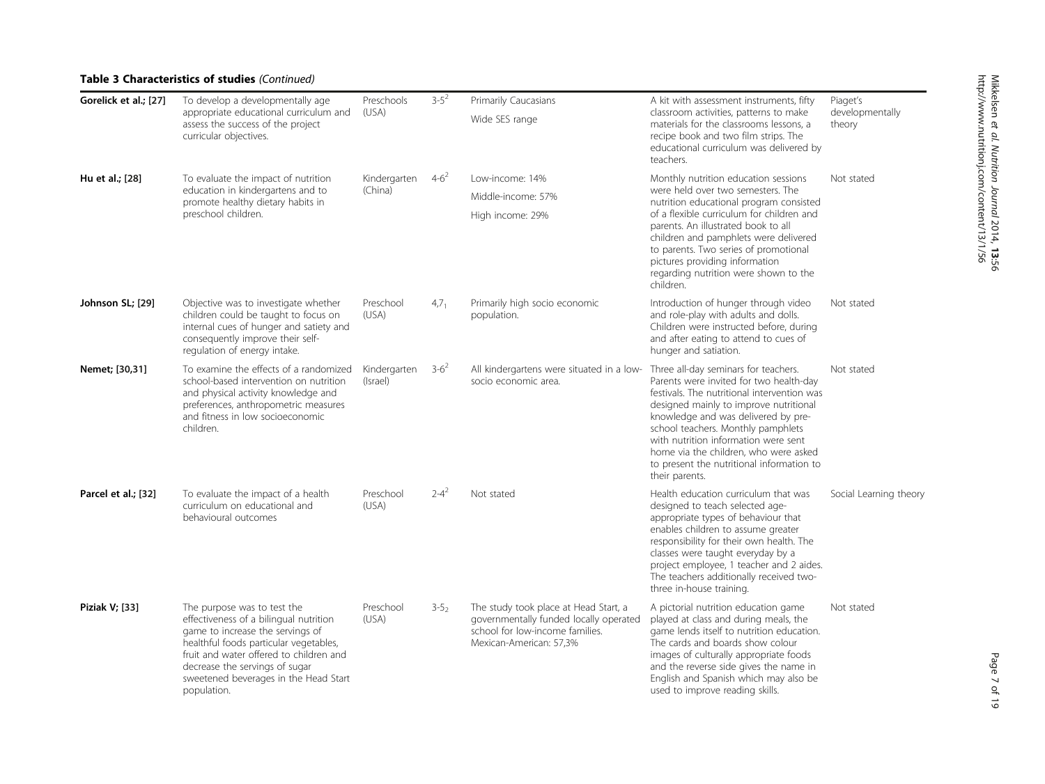**Table 3 Characteristics of studies** *(Continued)*

| | | | | | | |
|---|---|---|---|---|---|---|
| **Gorelick et al.; [27]** | To develop a developmentally age appropriate educational curriculum and assess the success of the project curricular objectives. | Preschools (USA) | 3-5[2] | Primarily Caucasians<br>Wide SES range | A kit with assessment instruments, fifty classroom activities, patterns to make materials for the classrooms lessons, a recipe book and two film strips. The educational curriculum was delivered by teachers. | Piaget's developmentally theory |
| **Hu et al.; [28]** | To evaluate the impact of nutrition education in kindergartens and to promote healthy dietary habits in preschool children. | Kindergarten (China) | 4-6[2] | Low-income: 14%<br>Middle-income: 57%<br>High income: 29% | Monthly nutrition education sessions were held over two semesters. The nutrition educational program consisted of a flexible curriculum for children and parents. An illustrated book to all children and pamphlets were delivered to parents. Two series of promotional pictures providing information regarding nutrition were shown to the children. | Not stated |
| **Johnson SL; [29]** | Objective was to investigate whether children could be taught to focus on internal cues of hunger and satiety and consequently improve their self-regulation of energy intake. | Preschool (USA) | 4,7[1] | Primarily high socio economic population. | Introduction of hunger through video and role-play with adults and dolls. Children were instructed before, during and after eating to attend to cues of hunger and satiation. | Not stated |
| **Nemet; [30,31]** | To examine the effects of a randomized school-based intervention on nutrition and physical activity knowledge and preferences, anthropometric measures and fitness in low socioeconomic children. | Kindergarten (Israel) | 3-6[2] | All kindergartens were situated in a low-socio economic area. | Three all-day seminars for teachers. Parents were invited for two health-day festivals. The nutritional intervention was designed mainly to improve nutritional knowledge and was delivered by pre-school teachers. Monthly pamphlets with nutrition information were sent home via the children, who were asked to present the nutritional information to their parents. | Not stated |
| **Parcel et al.; [32]** | To evaluate the impact of a health curriculum on educational and behavioural outcomes | Preschool (USA) | 2-4[2] | Not stated | Health education curriculum that was designed to teach selected age-appropriate types of behaviour that enables children to assume greater responsibility for their own health. The classes were taught everyday by a project employee, 1 teacher and 2 aides. The teachers additionally received two-three in-house training. | Social Learning theory |
| **Piziak V; [33]** | The purpose was to test the effectiveness of a bilingual nutrition game to increase the servings of healthful foods particular vegetables, fruit and water offered to children and decrease the servings of sugar sweetened beverages in the Head Start population. | Preschool (USA) | 3-5[2] | The study took place at Head Start, a governmentally funded locally operated school for low-income families. Mexican-American: 57,3% | A pictorial nutrition education game played at class and during meals, the game lends itself to nutrition education. The cards and boards show colour images of culturally appropriate foods and the reverse side gives the name in English and Spanish which may also be used to improve reading skills. | Not stated |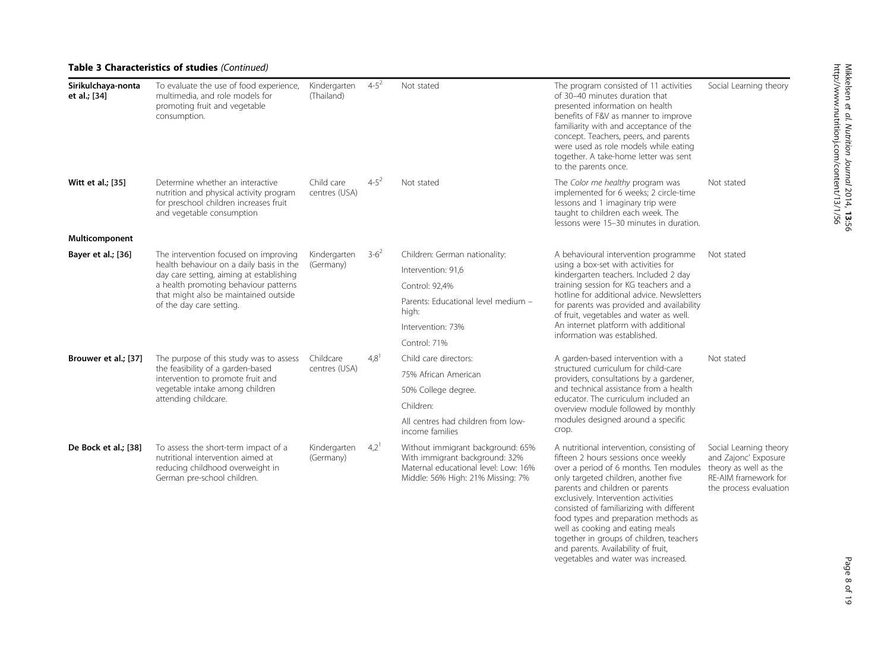**Table 3 Characteristics of studies** *(Continued)*

| | | | | | | |
|---|---|---|---|---|---|---|
| **Sirikulchaya-nonta et al.; [34]** | To evaluate the use of food experience, multimedia, and role models for promoting fruit and vegetable consumption. | Kindergarten (Thailand) | 4-5[2] | Not stated | The program consisted of 11 activities of 30–40 minutes duration that presented information on health benefits of F&V as manner to improve familiarity with and acceptance of the concept. Teachers, peers, and parents were used as role models while eating together. A take-home letter was sent to the parents once. | Social Learning theory |
| **Witt et al.; [35]** | Determine whether an interactive nutrition and physical activity program for preschool children increases fruit and vegetable consumption | Child care centres (USA) | 4-5[2] | Not stated | The *Color me healthy* program was implemented for 6 weeks; 2 circle-time lessons and 1 imaginary trip were taught to children each week. The lessons were 15–30 minutes in duration. | Not stated |
| **Multicomponent** | | | | | | |
| **Bayer et al.; [36]** | The intervention focused on improving health behaviour on a daily basis in the day care setting, aiming at establishing a health promoting behaviour patterns that might also be maintained outside of the day care setting. | Kindergarten (Germany) | 3-6[2] | Children: German nationality: Intervention: 91,6 Control: 92,4% Parents: Educational level medium – high: Intervention: 73% Control: 71% | A behavioural intervention programme using a box-set with activities for kindergarten teachers. Included 2 day training session for KG teachers and a hotline for additional advice. Newsletters for parents was provided and availability of fruit, vegetables and water as well. An internet platform with additional information was established. | Not stated |
| **Brouwer et al.; [37]** | The purpose of this study was to assess the feasibility of a garden-based intervention to promote fruit and vegetable intake among children attending childcare. | Childcare centres (USA) | 4,8[1] | Child care directors: 75% African American 50% College degree. Children: All centres had children from low-income families | A garden-based intervention with a structured curriculum for child-care providers, consultations by a gardener, and technical assistance from a health educator. The curriculum included an overview module followed by monthly modules designed around a specific crop. | Not stated |
| **De Bock et al.; [38]** | To assess the short-term impact of a nutritional intervention aimed at reducing childhood overweight in German pre-school children. | Kindergarten (Germany) | 4,2[1] | Without immigrant background: 65% With immigrant background: 32% Maternal educational level: Low: 16% Middle: 56% High: 21% Missing: 7% | A nutritional intervention, consisting of fifteen 2 hours sessions once weekly over a period of 6 months. Ten modules only targeted children, another five parents and children or parents exclusively. Intervention activities consisted of familiarizing with different food types and preparation methods as well as cooking and eating meals together in groups of children, teachers and parents. Availability of fruit, vegetables and water was increased. | Social Learning theory and Zajonc' Exposure theory as well as the RE-AIM framework for the process evaluation |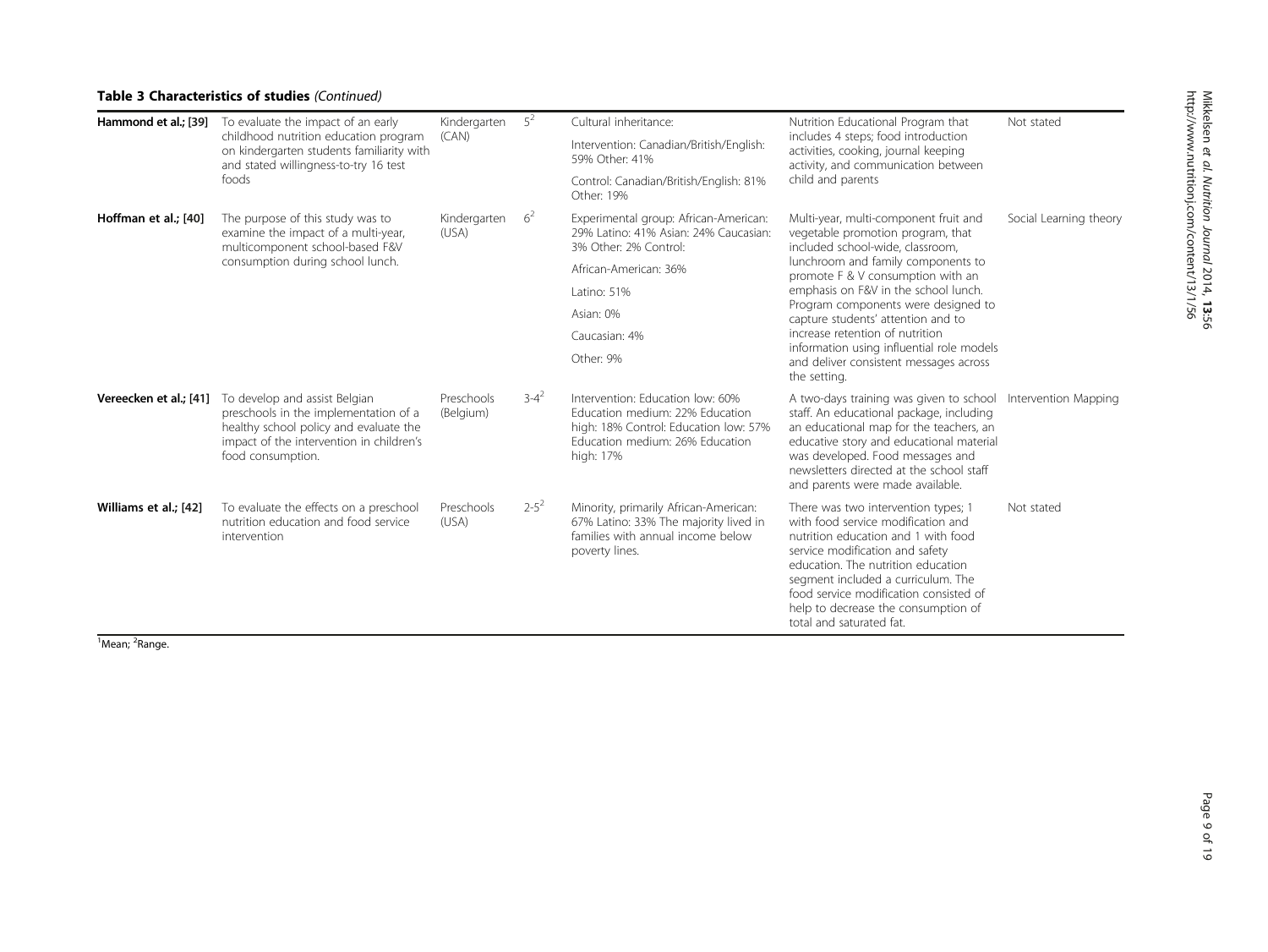**Table 3 Characteristics of studies** *(Continued)*

| | | | | | | |
|---|---|---|---|---|---|---|
| **Hammond et al.; [39]** | To evaluate the impact of an early childhood nutrition education program on kindergarten students familiarity with and stated willingness-to-try 16 test foods | Kindergarten (CAN) | 5[2] | Cultural inheritance: Intervention: Canadian/British/English: 59% Other: 41% Control: Canadian/British/English: 81% Other: 19% | Nutrition Educational Program that includes 4 steps; food introduction activities, cooking, journal keeping activity, and communication between child and parents | Not stated |
| **Hoffman et al.; [40]** | The purpose of this study was to examine the impact of a multi-year, multicomponent school-based F&V consumption during school lunch. | Kindergarten (USA) | 6[2] | Experimental group: African-American: 29% Latino: 41% Asian: 24% Caucasian: 3% Other: 2% Control: African-American: 36% Latino: 51% Asian: 0% Caucasian: 4% Other: 9% | Multi-year, multi-component fruit and vegetable promotion program, that included school-wide, classroom, lunchroom and family components to promote F & V consumption with an emphasis on F&V in the school lunch. Program components were designed to capture students' attention and to increase retention of nutrition information using influential role models and deliver consistent messages across the setting. | Social Learning theory |
| **Vereecken et al.; [41]** | To develop and assist Belgian preschools in the implementation of a healthy school policy and evaluate the impact of the intervention in children's food consumption. | Preschools (Belgium) | 3-4[2] | Intervention: Education low: 60% Education medium: 22% Education high: 18% Control: Education low: 57% Education medium: 26% Education high: 17% | A two-days training was given to school staff. An educational package, including an educational map for the teachers, an educative story and educational material was developed. Food messages and newsletters directed at the school staff and parents were made available. | Intervention Mapping |
| **Williams et al.; [42]** | To evaluate the effects on a preschool nutrition education and food service intervention | Preschools (USA) | 2-5[2] | Minority, primarily African-American: 67% Latino: 33% The majority lived in families with annual income below poverty lines. | There was two intervention types; 1 with food service modification and nutrition education and 1 with food service modification and safety education. The nutrition education segment included a curriculum. The food service modification consisted of help to decrease the consumption of total and saturated fat. | Not stated |

[1]Mean; [2]Range.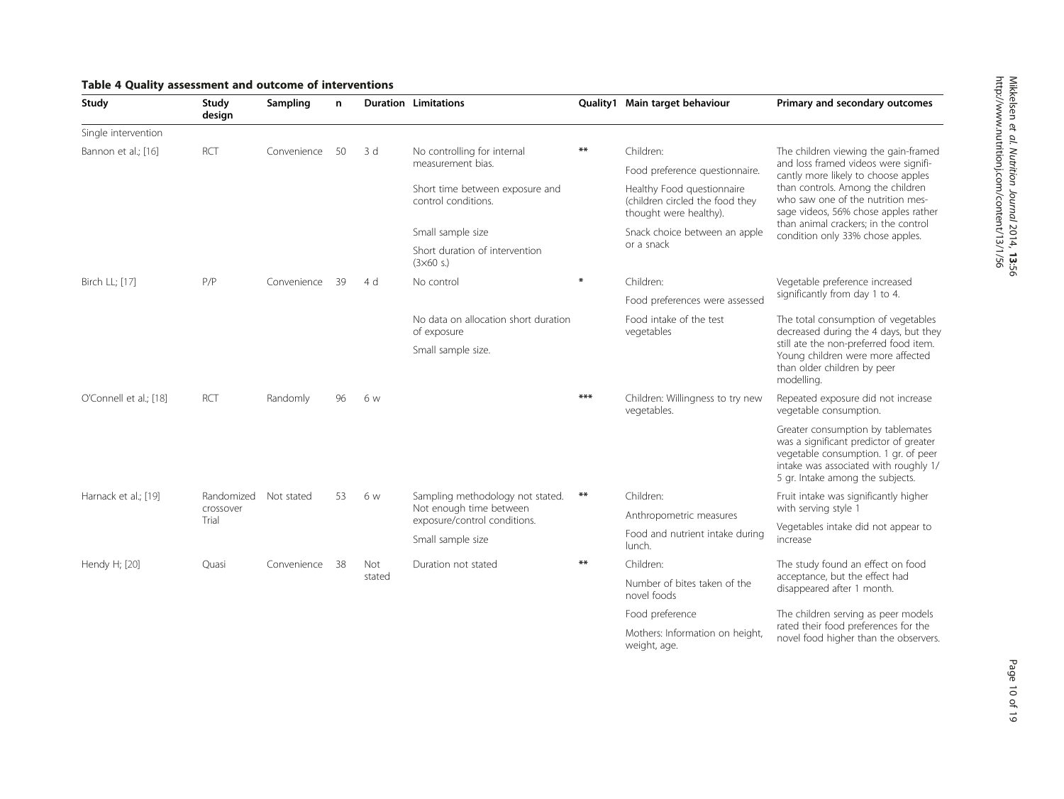**Table 4 Quality assessment and outcome of interventions**

| Study | Study design | Sampling | n | Duration | Limitations | Quality1 | Main target behaviour | Primary and secondary outcomes |
|---|---|---|---|---|---|---|---|---|
| Single intervention | | | | | | | | |
| Bannon et al.; [16] | RCT | Convenience | 50 | 3 d | No controlling for internal measurement bias.<br>Short time between exposure and control conditions.<br>Small sample size<br>Short duration of intervention (3×60 s.) | ** | Children:<br>Food preference questionnaire.<br>Healthy Food questionnaire (children circled the food they thought were healthy).<br>Snack choice between an apple or a snack | The children viewing the gain-framed and loss framed videos were significantly more likely to choose apples than controls. Among the children who saw one of the nutrition message videos, 56% chose apples rather than animal crackers; in the control condition only 33% chose apples. |
| Birch LL; [17] | P/P | Convenience | 39 | 4 d | No control<br>No data on allocation short duration of exposure<br>Small sample size. | * | Children:<br>Food preferences were assessed<br>Food intake of the test vegetables | Vegetable preference increased significantly from day 1 to 4.<br>The total consumption of vegetables decreased during the 4 days, but they still ate the non-preferred food item. Young children were more affected than older children by peer modelling. |
| O'Connell et al.; [18] | RCT | Randomly | 96 | 6 w | | *** | Children: Willingness to try new vegetables. | Repeated exposure did not increase vegetable consumption.<br>Greater consumption by tablemates was a significant predictor of greater vegetable consumption. 1 gr. of peer intake was associated with roughly 1/5 gr. Intake among the subjects. |
| Harnack et al.; [19] | Randomized crossover Trial | Not stated | 53 | 6 w | Sampling methodology not stated. Not enough time between exposure/control conditions.<br>Small sample size | ** | Children:<br>Anthropometric measures<br>Food and nutrient intake during lunch. | Fruit intake was significantly higher with serving style 1<br>Vegetables intake did not appear to increase |
| Hendy H; [20] | Quasi | Convenience | 38 | Not stated | Duration not stated | ** | Children:<br>Number of bites taken of the novel foods<br>Food preference<br>Mothers: Information on height, weight, age. | The study found an effect on food acceptance, but the effect had disappeared after 1 month.<br>The children serving as peer models rated their food preferences for the novel food higher than the observers. |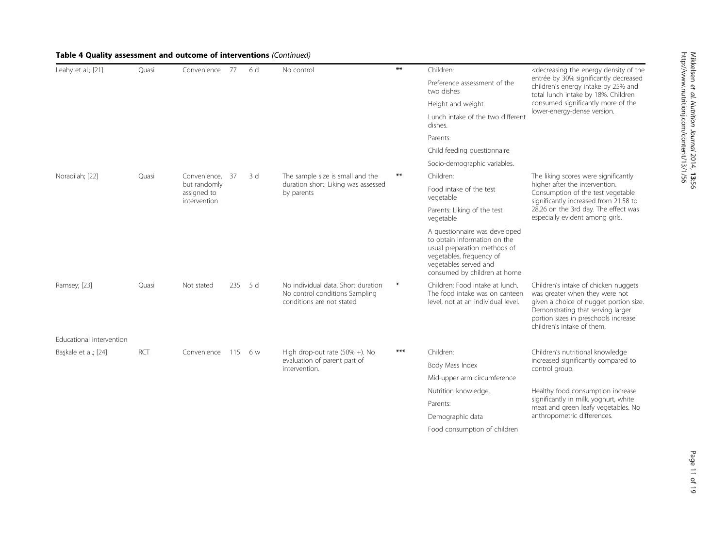**Table 4 Quality assessment and outcome of interventions** *(Continued)*

| | | | | | | | | |
|---|---|---|---|---|---|---|---|---|
| Leahy et al.; [21] | Quasi | Convenience | 77 | 6 d | No control | ** | Children: Preference assessment of the two dishes. Height and weight. Lunch intake of the two different dishes. Parents: Child feeding questionnaire. Socio-demographic variables. | <decreasing the energy density of the entrée by 30% significantly decreased children's energy intake by 25% and total lunch intake by 18%. Children consumed significantly more of the lower-energy-dense version. |
| Noradilah; [22] | Quasi | Convenience, but randomly assigned to intervention | 37 | 3 d | The sample size is small and the duration short. Liking was assessed by parents | ** | Children: Food intake of the test vegetable. Parents: Liking of the test vegetable. A questionnaire was developed to obtain information on the usual preparation methods of vegetables, frequency of vegetables served and consumed by children at home | The liking scores were significantly higher after the intervention. Consumption of the test vegetable significantly increased from 21.58 to 28.26 on the 3rd day. The effect was especially evident among girls. |
| Ramsey; [23] | Quasi | Not stated | 235 | 5 d | No individual data. Short duration No control conditions Sampling conditions are not stated | * | Children: Food intake at lunch. The food intake was on canteen level, not at an individual level. | Children's intake of chicken nuggets was greater when they were not given a choice of nugget portion size. Demonstrating that serving larger portion sizes in preschools increase children's intake of them. |
| Educational intervention | | | | | | | | |
| Başkale et al.; [24] | RCT | Convenience | 115 | 6 w | High drop-out rate (50% +). No evaluation of parent part of intervention. | *** | Children: Body Mass Index. Mid-upper arm circumference. Nutrition knowledge. Parents: Demographic data. Food consumption of children | Children's nutritional knowledge increased significantly compared to control group. Healthy food consumption increase significantly in milk, yoghurt, white meat and green leafy vegetables. No anthropometric differences. |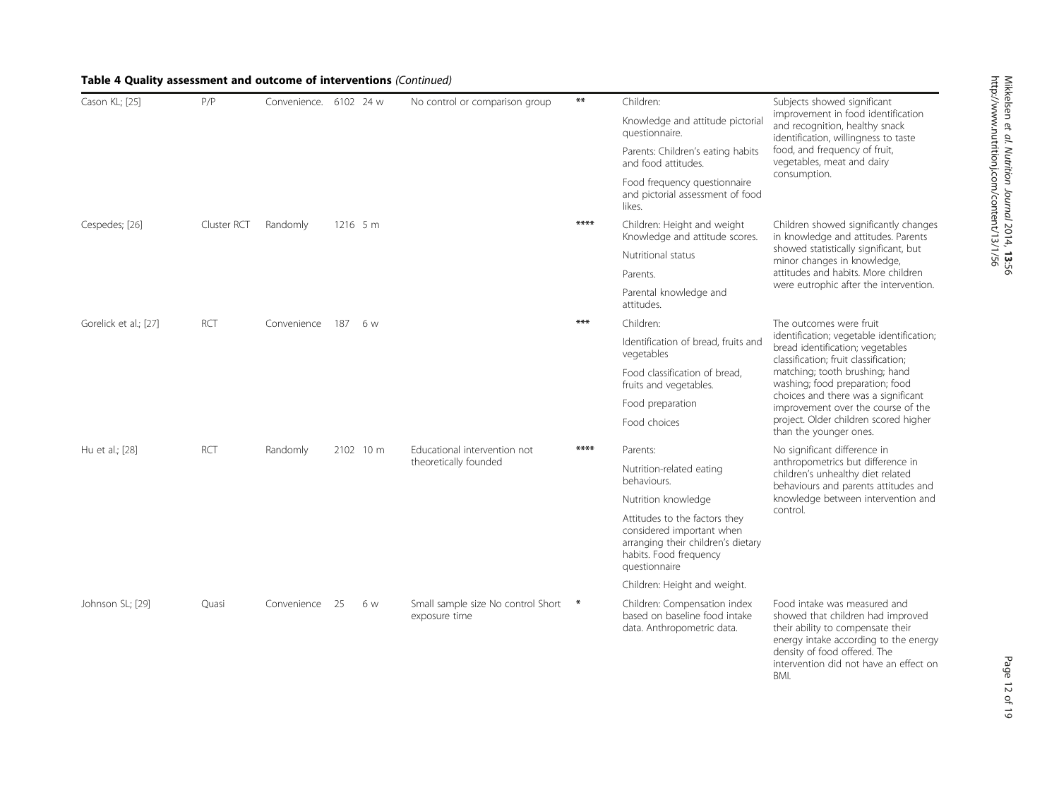**Table 4 Quality assessment and outcome of interventions** *(Continued)*

| | | | | | | | | |
|---|---|---|---|---|---|---|---|---|
| Cason KL; [25] | P/P | Convenience. | 6102 | 24 w | No control or comparison group | ** | Children: Knowledge and attitude pictorial questionnaire. Parents: Children's eating habits and food attitudes. Food frequency questionnaire and pictorial assessment of food likes. | Subjects showed significant improvement in food identification and recognition, healthy snack identification, willingness to taste food, and frequency of fruit, vegetables, meat and dairy consumption. |
| Cespedes; [26] | Cluster RCT | Randomly | 1216 | 5 m | | **** | Children: Height and weight Knowledge and attitude scores. Nutritional status Parents. Parental knowledge and attitudes. | Children showed significantly changes in knowledge and attitudes. Parents showed statistically significant, but minor changes in knowledge, attitudes and habits. More children were eutrophic after the intervention. |
| Gorelick et al.; [27] | RCT | Convenience | 187 | 6 w | | *** | Children: Identification of bread, fruits and vegetables Food classification of bread, fruits and vegetables. Food preparation Food choices | The outcomes were fruit identification; vegetable identification; bread identification; vegetables classification; fruit classification; matching; tooth brushing; hand washing; food preparation; food choices and there was a significant improvement over the course of the project. Older children scored higher than the younger ones. |
| Hu et al.; [28] | RCT | Randomly | 2102 | 10 m | Educational intervention not theoretically founded | **** | Parents: Nutrition-related eating behaviours. Nutrition knowledge Attitudes to the factors they considered important when arranging their children's dietary habits. Food frequency questionnaire Children: Height and weight. | No significant difference in anthropometrics but difference in children's unhealthy diet related behaviours and parents attitudes and knowledge between intervention and control. |
| Johnson SL; [29] | Quasi | Convenience | 25 | 6 w | Small sample size No control Short exposure time | * | Children: Compensation index based on baseline food intake data. Anthropometric data. | Food intake was measured and showed that children had improved their ability to compensate their energy intake according to the energy density of food offered. The intervention did not have an effect on BMI. |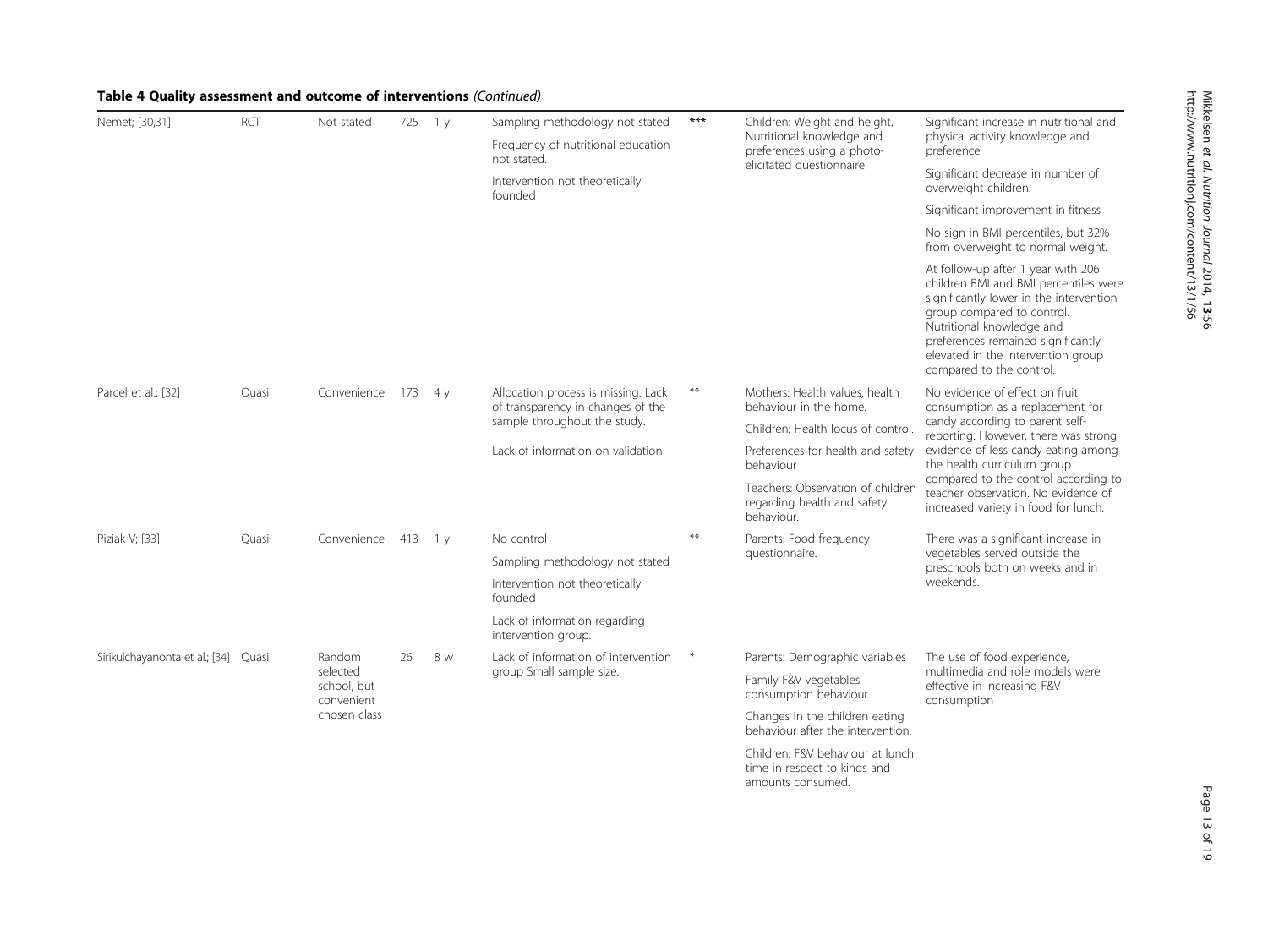**Table 4 Quality assessment and outcome of interventions** *(Continued)*

| | | | | | | | | |
|---|---|---|---|---|---|---|---|---|
| Nemet; [30,31] | RCT | Not stated | 725 | 1 y | Sampling methodology not stated<br>Frequency of nutritional education not stated.<br>Intervention not theoretically founded | *** | Children: Weight and height. Nutritional knowledge and preferences using a photo-elicitated questionnaire. | Significant increase in nutritional and physical activity knowledge and preference<br>Significant decrease in number of overweight children.<br>Significant improvement in fitness<br>No sign in BMI percentiles, but 32% from overweight to normal weight.<br>At follow-up after 1 year with 206 children BMI and BMI percentiles were significantly lower in the intervention group compared to control. Nutritional knowledge and preferences remained significantly elevated in the intervention group compared to the control. |
| Parcel et al.; [32] | Quasi | Convenience | 173 | 4 y | Allocation process is missing. Lack of transparency in changes of the sample throughout the study.<br>Lack of information on validation | ** | Mothers: Health values, health behaviour in the home.<br>Children: Health locus of control.<br>Preferences for health and safety behaviour<br>Teachers: Observation of children regarding health and safety behaviour. | No evidence of effect on fruit consumption as a replacement for candy according to parent self-reporting. However, there was strong evidence of less candy eating among the health curriculum group compared to the control according to teacher observation. No evidence of increased variety in food for lunch. |
| Piziak V; [33] | Quasi | Convenience | 413 | 1 y | No control<br>Sampling methodology not stated<br>Intervention not theoretically founded<br>Lack of information regarding intervention group. | ** | Parents: Food frequency questionnaire. | There was a significant increase in vegetables served outside the preschools both on weeks and in weekends. |
| Sirikulchayanonta et al.; [34] | Quasi | Random selected school, but convenient chosen class | 26 | 8 w | Lack of information of intervention group Small sample size. | * | Parents: Demographic variables<br>Family F&V vegetables consumption behaviour.<br>Changes in the children eating behaviour after the intervention.<br>Children: F&V behaviour at lunch time in respect to kinds and amounts consumed. | The use of food experience, multimedia and role models were effective in increasing F&V consumption |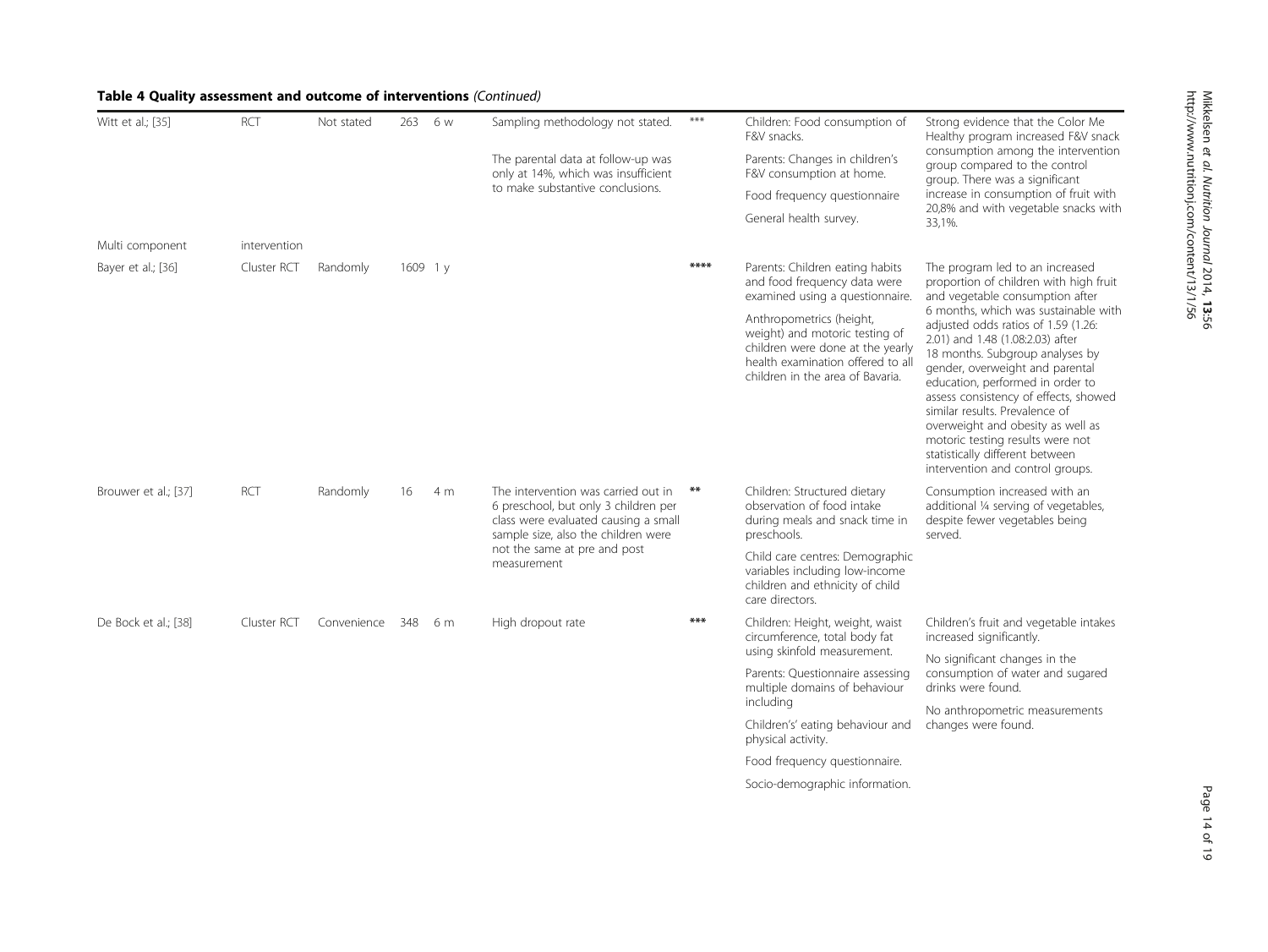**Table 4 Quality assessment and outcome of interventions** *(Continued)*

| | | | | | | | | |
|---|---|---|---|---|---|---|---|---|
| Witt et al.; [35] | RCT | Not stated | 263 | 6 w | Sampling methodology not stated. The parental data at follow-up was only at 14%, which was insufficient to make substantive conclusions. | *** | Children: Food consumption of F&V snacks. Parents: Changes in children's F&V consumption at home. Food frequency questionnaire General health survey. | Strong evidence that the Color Me Healthy program increased F&V snack consumption among the intervention group compared to the control group. There was a significant increase in consumption of fruit with 20,8% and with vegetable snacks with 33,1%. |
| Multi component | intervention | | | | | | | |
| Bayer et al.; [36] | Cluster RCT | Randomly | 1609 | 1 y | | **** | Parents: Children eating habits and food frequency data were examined using a questionnaire. Anthropometrics (height, weight) and motoric testing of children were done at the yearly health examination offered to all children in the area of Bavaria. | The program led to an increased proportion of children with high fruit and vegetable consumption after 6 months, which was sustainable with adjusted odds ratios of 1.59 (1.26: 2.01) and 1.48 (1.08:2.03) after 18 months. Subgroup analyses by gender, overweight and parental education, performed in order to assess consistency of effects, showed similar results. Prevalence of overweight and obesity as well as motoric testing results were not statistically different between intervention and control groups. |
| Brouwer et al.; [37] | RCT | Randomly | 16 | 4 m | The intervention was carried out in 6 preschool, but only 3 children per class were evaluated causing a small sample size, also the children were not the same at pre and post measurement | ** | Children: Structured dietary observation of food intake during meals and snack time in preschools. Child care centres: Demographic variables including low-income children and ethnicity of child care directors. | Consumption increased with an additional ¼ serving of vegetables, despite fewer vegetables being served. |
| De Bock et al.; [38] | Cluster RCT | Convenience | 348 | 6 m | High dropout rate | *** | Children: Height, weight, waist circumference, total body fat using skinfold measurement. Parents: Questionnaire assessing multiple domains of behaviour including Childrens' eating behaviour and physical activity. Food frequency questionnaire. Socio-demographic information. | Children's fruit and vegetable intakes increased significantly. No significant changes in the consumption of water and sugared drinks were found. No anthropometric measurements changes were found. |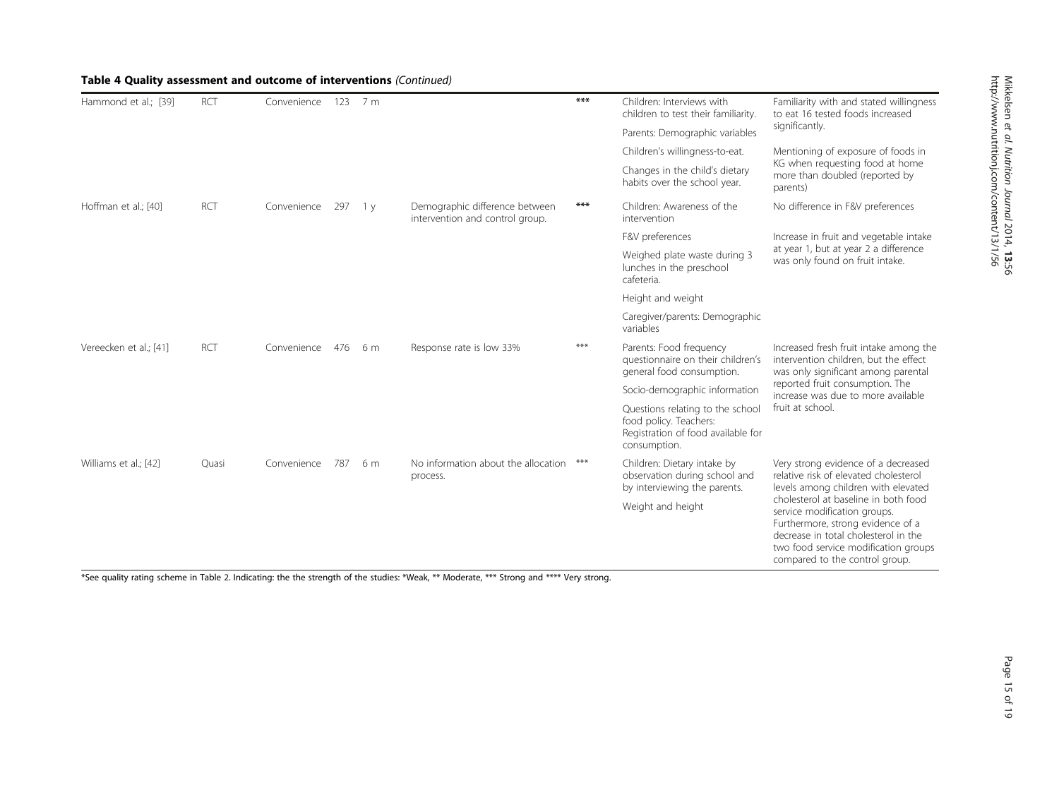**Table 4 Quality assessment and outcome of interventions** *(Continued)*

| | | | | | | | | |
|---|---|---|---|---|---|---|---|---|
| Hammond et al.; [39] | RCT | Convenience | 123 | 7 m | | *** | Children: Interviews with children to test their familiarity. | Familiarity with and stated willingness to eat 16 tested foods increased significantly. |
| | | | | | | | Parents: Demographic variables | |
| | | | | | | | Children's willingness-to-eat. | Mentioning of exposure of foods in KG when requesting food at home more than doubled (reported by parents) |
| | | | | | | | Changes in the child's dietary habits over the school year. | |
| Hoffman et al.; [40] | RCT | Convenience | 297 | 1 y | Demographic difference between intervention and control group. | *** | Children: Awareness of the intervention | No difference in F&V preferences |
| | | | | | | | F&V preferences | Increase in fruit and vegetable intake at year 1, but at year 2 a difference was only found on fruit intake. |
| | | | | | | | Weighed plate waste during 3 lunches in the preschool cafeteria. | |
| | | | | | | | Height and weight | |
| | | | | | | | Caregiver/parents: Demographic variables | |
| Vereecken et al.; [41] | RCT | Convenience | 476 | 6 m | Response rate is low 33% | *** | Parents: Food frequency questionnaire on their children's general food consumption. | Increased fresh fruit intake among the intervention children, but the effect was only significant among parental reported fruit consumption. The increase was due to more available fruit at school. |
| | | | | | | | Socio-demographic information | |
| | | | | | | | Questions relating to the school food policy. Teachers: Registration of food available for consumption. | |
| Williams et al.; [42] | Quasi | Convenience | 787 | 6 m | No information about the allocation process. | *** | Children: Dietary intake by observation during school and by interviewing the parents. | Very strong evidence of a decreased relative risk of elevated cholesterol levels among children with elevated cholesterol at baseline in both food service modification groups. Furthermore, strong evidence of a decrease in total cholesterol in the two food service modification groups compared to the control group. |
| | | | | | | | Weight and height | |

*See quality rating scheme in Table 2. Indicating: the the strength of the studies: *Weak, ** Moderate, *** Strong and **** Very strong.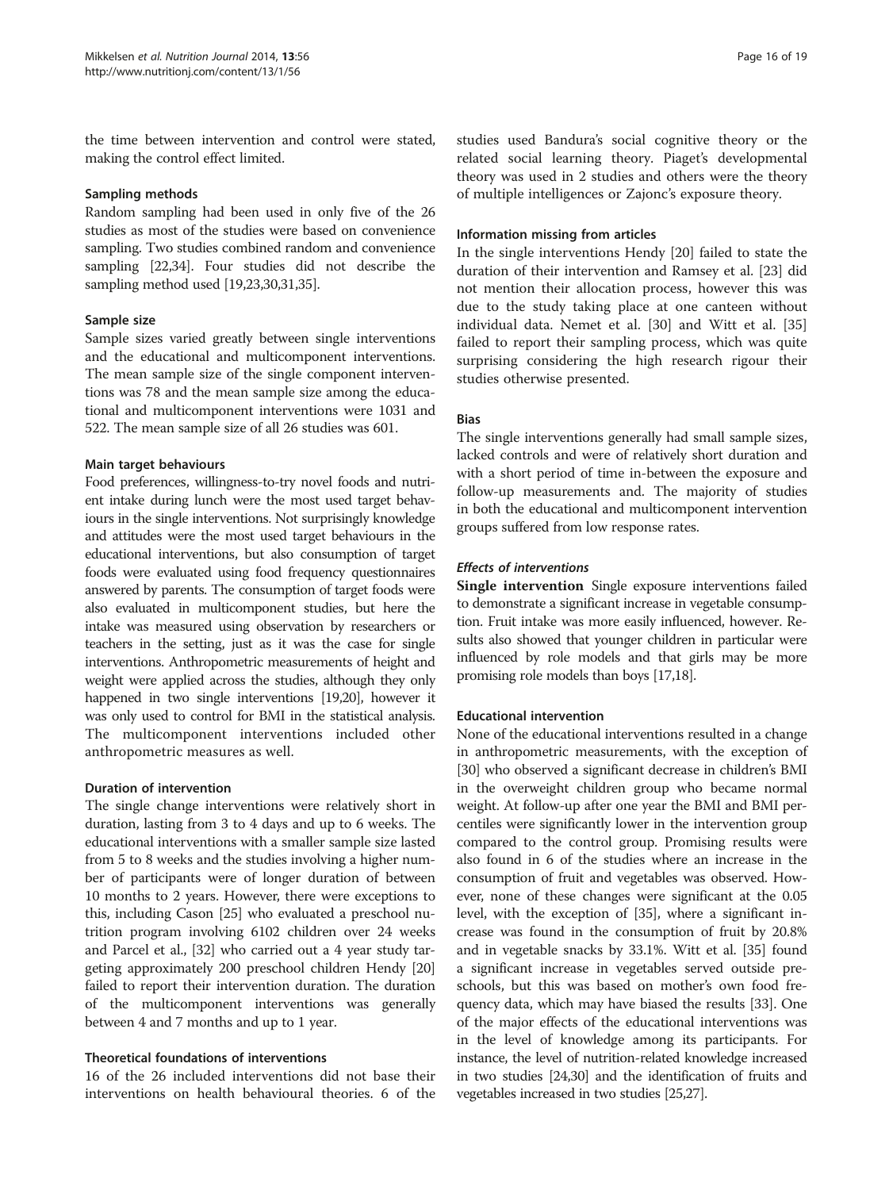the time between intervention and control were stated, making the control effect limited.

#### Sampling methods

Random sampling had been used in only five of the 26 studies as most of the studies were based on convenience sampling. Two studies combined random and convenience sampling [22,34]. Four studies did not describe the sampling method used [19,23,30,31,35].

#### Sample size

Sample sizes varied greatly between single interventions and the educational and multicomponent interventions. The mean sample size of the single component interventions was 78 and the mean sample size among the educational and multicomponent interventions were 1031 and 522. The mean sample size of all 26 studies was 601.

#### Main target behaviours

Food preferences, willingness-to-try novel foods and nutrient intake during lunch were the most used target behaviours in the single interventions. Not surprisingly knowledge and attitudes were the most used target behaviours in the educational interventions, but also consumption of target foods were evaluated using food frequency questionnaires answered by parents. The consumption of target foods were also evaluated in multicomponent studies, but here the intake was measured using observation by researchers or teachers in the setting, just as it was the case for single interventions. Anthropometric measurements of height and weight were applied across the studies, although they only happened in two single interventions [19,20], however it was only used to control for BMI in the statistical analysis. The multicomponent interventions included other anthropometric measures as well.

#### Duration of intervention

The single change interventions were relatively short in duration, lasting from 3 to 4 days and up to 6 weeks. The educational interventions with a smaller sample size lasted from 5 to 8 weeks and the studies involving a higher number of participants were of longer duration of between 10 months to 2 years. However, there were exceptions to this, including Cason [25] who evaluated a preschool nutrition program involving 6102 children over 24 weeks and Parcel et al., [32] who carried out a 4 year study targeting approximately 200 preschool children Hendy [20] failed to report their intervention duration. The duration of the multicomponent interventions was generally between 4 and 7 months and up to 1 year.

#### Theoretical foundations of interventions

16 of the 26 included interventions did not base their interventions on health behavioural theories. 6 of the studies used Bandura's social cognitive theory or the related social learning theory. Piaget's developmental theory was used in 2 studies and others were the theory of multiple intelligences or Zajonc's exposure theory.

#### Information missing from articles

In the single interventions Hendy [20] failed to state the duration of their intervention and Ramsey et al. [23] did not mention their allocation process, however this was due to the study taking place at one canteen without individual data. Nemet et al. [30] and Witt et al. [35] failed to report their sampling process, which was quite surprising considering the high research rigour their studies otherwise presented.

#### Bias

The single interventions generally had small sample sizes, lacked controls and were of relatively short duration and with a short period of time in-between the exposure and follow-up measurements and. The majority of studies in both the educational and multicomponent intervention groups suffered from low response rates.

#### *Effects of interventions*

**Single intervention** Single exposure interventions failed to demonstrate a significant increase in vegetable consumption. Fruit intake was more easily influenced, however. Results also showed that younger children in particular were influenced by role models and that girls may be more promising role models than boys [17,18].

#### Educational intervention

None of the educational interventions resulted in a change in anthropometric measurements, with the exception of [30] who observed a significant decrease in children's BMI in the overweight children group who became normal weight. At follow-up after one year the BMI and BMI percentiles were significantly lower in the intervention group compared to the control group. Promising results were also found in 6 of the studies where an increase in the consumption of fruit and vegetables was observed. However, none of these changes were significant at the 0.05 level, with the exception of [35], where a significant increase was found in the consumption of fruit by 20.8% and in vegetable snacks by 33.1%. Witt et al. [35] found a significant increase in vegetables served outside preschools, but this was based on mother's own food frequency data, which may have biased the results [33]. One of the major effects of the educational interventions was in the level of knowledge among its participants. For instance, the level of nutrition-related knowledge increased in two studies [24,30] and the identification of fruits and vegetables increased in two studies [25,27].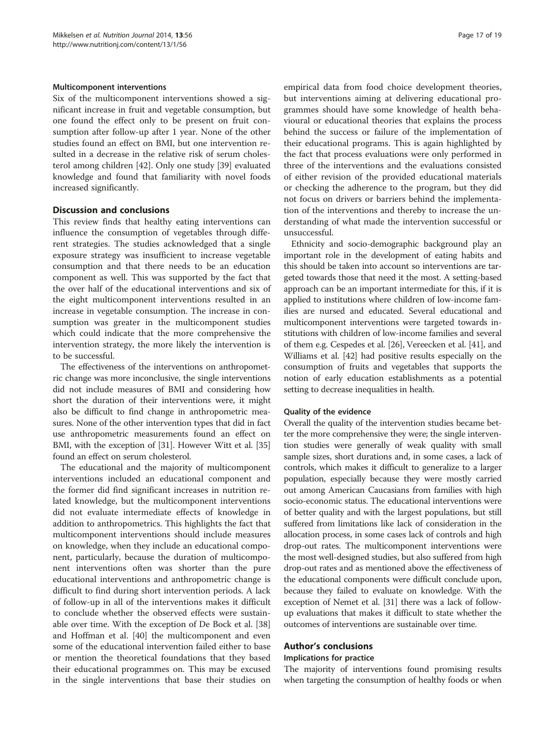#### Multicomponent interventions

Six of the multicomponent interventions showed a significant increase in fruit and vegetable consumption, but one found the effect only to be present on fruit consumption after follow-up after 1 year. None of the other studies found an effect on BMI, but one intervention resulted in a decrease in the relative risk of serum cholesterol among children [42]. Only one study [39] evaluated knowledge and found that familiarity with novel foods increased significantly.

## Discussion and conclusions

This review finds that healthy eating interventions can influence the consumption of vegetables through different strategies. The studies acknowledged that a single exposure strategy was insufficient to increase vegetable consumption and that there needs to be an education component as well. This was supported by the fact that the over half of the educational interventions and six of the eight multicomponent interventions resulted in an increase in vegetable consumption. The increase in consumption was greater in the multicomponent studies which could indicate that the more comprehensive the intervention strategy, the more likely the intervention is to be successful.

The effectiveness of the interventions on anthropometric change was more inconclusive, the single interventions did not include measures of BMI and considering how short the duration of their interventions were, it might also be difficult to find change in anthropometric measures. None of the other intervention types that did in fact use anthropometric measurements found an effect on BMI, with the exception of [31]. However Witt et al. [35] found an effect on serum cholesterol.

The educational and the majority of multicomponent interventions included an educational component and the former did find significant increases in nutrition related knowledge, but the multicomponent interventions did not evaluate intermediate effects of knowledge in addition to anthropometrics. This highlights the fact that multicomponent interventions should include measures on knowledge, when they include an educational component, particularly, because the duration of multicomponent interventions often was shorter than the pure educational interventions and anthropometric change is difficult to find during short intervention periods. A lack of follow-up in all of the interventions makes it difficult to conclude whether the observed effects were sustainable over time. With the exception of De Bock et al. [38] and Hoffman et al. [40] the multicomponent and even some of the educational intervention failed either to base or mention the theoretical foundations that they based their educational programmes on. This may be excused in the single interventions that base their studies on empirical data from food choice development theories, but interventions aiming at delivering educational programmes should have some knowledge of health behavioural or educational theories that explains the process behind the success or failure of the implementation of their educational programs. This is again highlighted by the fact that process evaluations were only performed in three of the interventions and the evaluations consisted of either revision of the provided educational materials or checking the adherence to the program, but they did not focus on drivers or barriers behind the implementation of the interventions and thereby to increase the understanding of what made the intervention successful or unsuccessful.

Ethnicity and socio-demographic background play an important role in the development of eating habits and this should be taken into account so interventions are targeted towards those that need it the most. A setting-based approach can be an important intermediate for this, if it is applied to institutions where children of low-income families are nursed and educated. Several educational and multicomponent interventions were targeted towards institutions with children of low-income families and several of them e.g. Cespedes et al. [26], Vereecken et al. [41], and Williams et al. [42] had positive results especially on the consumption of fruits and vegetables that supports the notion of early education establishments as a potential setting to decrease inequalities in health.

#### Quality of the evidence

Overall the quality of the intervention studies became better the more comprehensive they were; the single intervention studies were generally of weak quality with small sample sizes, short durations and, in some cases, a lack of controls, which makes it difficult to generalize to a larger population, especially because they were mostly carried out among American Caucasians from families with high socio-economic status. The educational interventions were of better quality and with the largest populations, but still suffered from limitations like lack of consideration in the allocation process, in some cases lack of controls and high drop-out rates. The multicomponent interventions were the most well-designed studies, but also suffered from high drop-out rates and as mentioned above the effectiveness of the educational components were difficult conclude upon, because they failed to evaluate on knowledge. With the exception of Nemet et al. [31] there was a lack of follow-up evaluations that makes it difficult to state whether the outcomes of interventions are sustainable over time.

## Author's conclusions

#### Implications for practice

The majority of interventions found promising results when targeting the consumption of healthy foods or when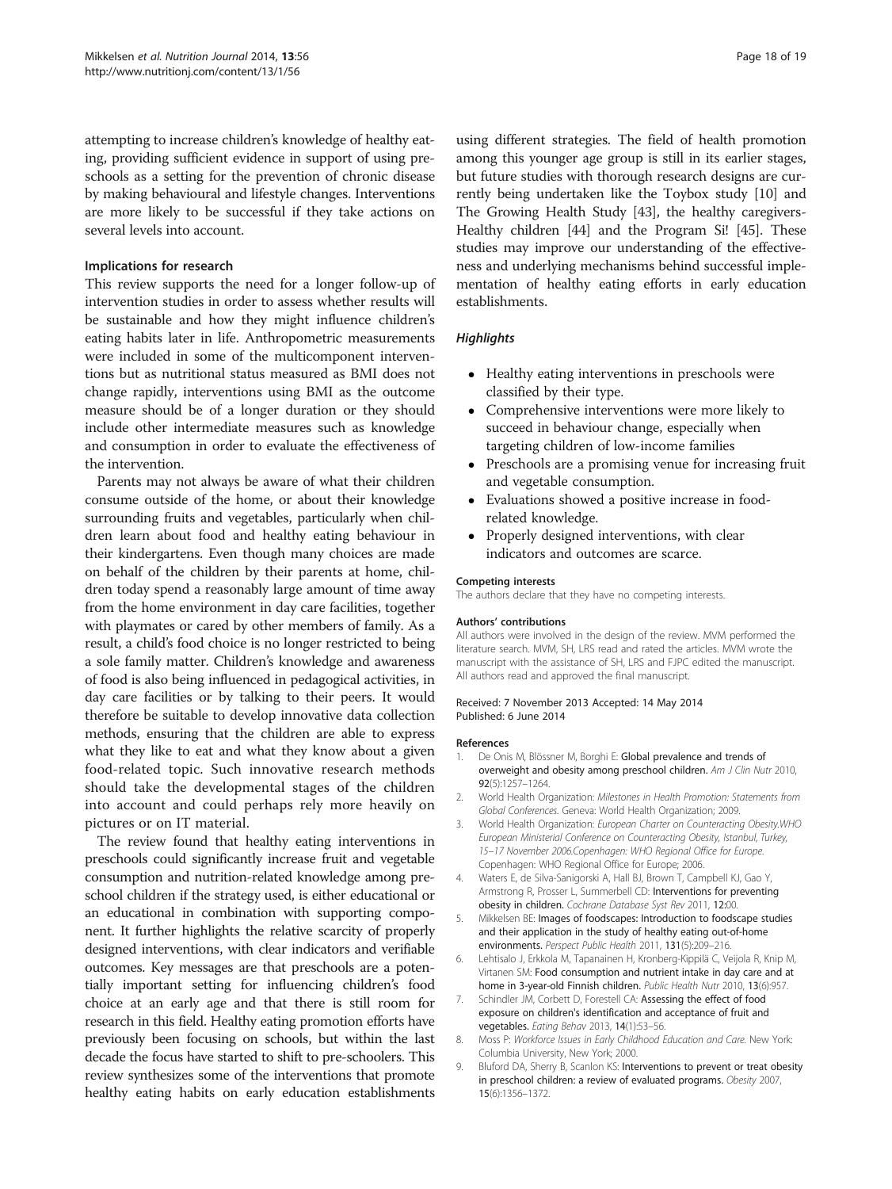attempting to increase children's knowledge of healthy eating, providing sufficient evidence in support of using preschools as a setting for the prevention of chronic disease by making behavioural and lifestyle changes. Interventions are more likely to be successful if they take actions on several levels into account.

### Implications for research

This review supports the need for a longer follow-up of intervention studies in order to assess whether results will be sustainable and how they might influence children's eating habits later in life. Anthropometric measurements were included in some of the multicomponent interventions but as nutritional status measured as BMI does not change rapidly, interventions using BMI as the outcome measure should be of a longer duration or they should include other intermediate measures such as knowledge and consumption in order to evaluate the effectiveness of the intervention.

Parents may not always be aware of what their children consume outside of the home, or about their knowledge surrounding fruits and vegetables, particularly when children learn about food and healthy eating behaviour in their kindergartens. Even though many choices are made on behalf of the children by their parents at home, children today spend a reasonably large amount of time away from the home environment in day care facilities, together with playmates or cared by other members of family. As a result, a child's food choice is no longer restricted to being a sole family matter. Children's knowledge and awareness of food is also being influenced in pedagogical activities, in day care facilities or by talking to their peers. It would therefore be suitable to develop innovative data collection methods, ensuring that the children are able to express what they like to eat and what they know about a given food-related topic. Such innovative research methods should take the developmental stages of the children into account and could perhaps rely more heavily on pictures or on IT material.

The review found that healthy eating interventions in preschools could significantly increase fruit and vegetable consumption and nutrition-related knowledge among preschool children if the strategy used, is either educational or an educational in combination with supporting component. It further highlights the relative scarcity of properly designed interventions, with clear indicators and verifiable outcomes. Key messages are that preschools are a potentially important setting for influencing children's food choice at an early age and that there is still room for research in this field. Healthy eating promotion efforts have previously been focusing on schools, but within the last decade the focus have started to shift to pre-schoolers. This review synthesizes some of the interventions that promote healthy eating habits on early education establishments using different strategies. The field of health promotion among this younger age group is still in its earlier stages, but future studies with thorough research designs are currently being undertaken like the Toybox study [10] and The Growing Health Study [43], the healthy caregivers-Healthy children [44] and the Program Si! [45]. These studies may improve our understanding of the effectiveness and underlying mechanisms behind successful implementation of healthy eating efforts in early education establishments.

### *Highlights*

- Healthy eating interventions in preschools were classified by their type.
- Comprehensive interventions were more likely to succeed in behaviour change, especially when targeting children of low-income families
- Preschools are a promising venue for increasing fruit and vegetable consumption.
- Evaluations showed a positive increase in food-related knowledge.
- Properly designed interventions, with clear indicators and outcomes are scarce.

#### Competing interests
The authors declare that they have no competing interests.

#### Authors' contributions
All authors were involved in the design of the review. MVM performed the literature search. MVM, SH, LRS read and rated the articles. MVM wrote the manuscript with the assistance of SH, LRS and FJPC edited the manuscript. All authors read and approved the final manuscript.

Received: 7 November 2013 Accepted: 14 May 2014
Published: 6 June 2014

#### References

1. De Onis M, Blössner M, Borghi E: **Global prevalence and trends of overweight and obesity among preschool children.** *Am J Clin Nutr* 2010, **92**(5):1257–1264.
2. World Health Organization: *Milestones in Health Promotion: Statements from Global Conferences.* Geneva: World Health Organization; 2009.
3. World Health Organization: *European Charter on Counteracting Obesity.WHO European Ministerial Conference on Counteracting Obesity, Istanbul, Turkey, 15–17 November 2006.Copenhagen: WHO Regional Office for Europe.* Copenhagen: WHO Regional Office for Europe; 2006.
4. Waters E, de Silva-Sanigorski A, Hall BJ, Brown T, Campbell KJ, Gao Y, Armstrong R, Prosser L, Summerbell CD: **Interventions for preventing obesity in children.** *Cochrane Database Syst Rev* 2011, **12**:00.
5. Mikkelsen BE: **Images of foodscapes: Introduction to foodscape studies and their application in the study of healthy eating out-of-home environments.** *Perspect Public Health* 2011, **131**(5):209–216.
6. Lehtisalo J, Erkkola M, Tapanainen H, Kronberg-Kippilä C, Veijola R, Knip M, Virtanen SM: **Food consumption and nutrient intake in day care and at home in 3-year-old Finnish children.** *Public Health Nutr* 2010, **13**(6):957.
7. Schindler JM, Corbett D, Forestell CA: **Assessing the effect of food exposure on children's identification and acceptance of fruit and vegetables.** *Eating Behav* 2013, **14**(1):53–56.
8. Moss P: *Workforce Issues in Early Childhood Education and Care.* New York: Columbia University, New York; 2000.
9. Bluford DA, Sherry B, Scanlon KS: **Interventions to prevent or treat obesity in preschool children: a review of evaluated programs.** *Obesity* 2007, **15**(6):1356–1372.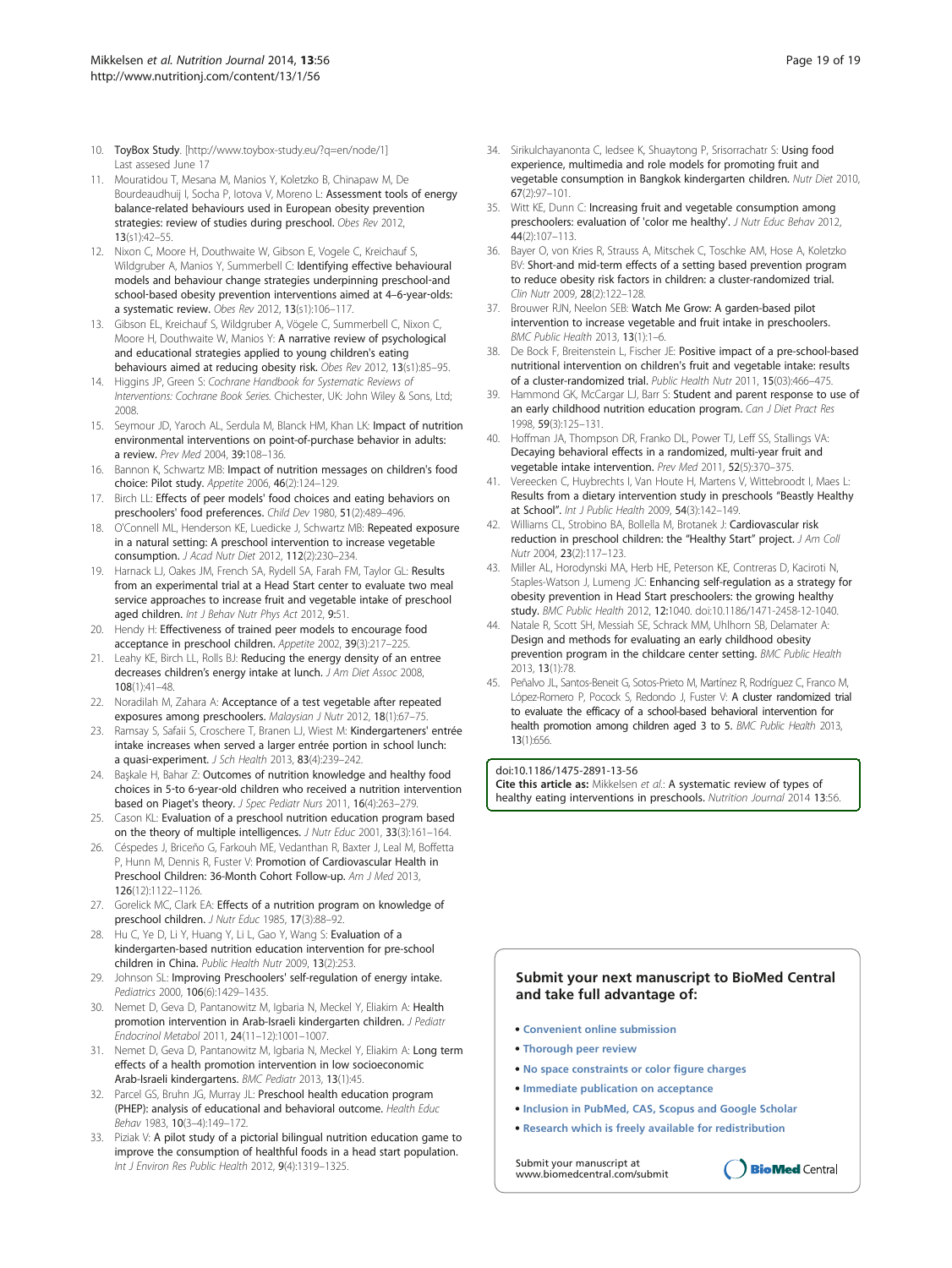10. ToyBox Study. [http://www.toybox-study.eu/?q=en/node/1] Last assesed June 17
11. Mouratidou T, Mesana M, Manios Y, Koletzko B, Chinapaw M, De Bourdeaudhuij I, Socha P, Iotova V, Moreno L: **Assessment tools of energy balance-related behaviours used in European obesity prevention strategies: review of studies during preschool.** *Obes Rev* 2012, **13**(s1):42–55.
12. Nixon C, Moore H, Douthwaite W, Gibson E, Vogele C, Kreichauf S, Wildgruber A, Manios Y, Summerbell C: **Identifying effective behavioural models and behaviour change strategies underpinning preschool-and school-based obesity prevention interventions aimed at 4–6-year-olds: a systematic review.** *Obes Rev* 2012, **13**(s1):106–117.
13. Gibson EL, Kreichauf S, Wildgruber A, Vögele C, Summerbell C, Nixon C, Moore H, Douthwaite W, Manios Y: **A narrative review of psychological and educational strategies applied to young children's eating behaviours aimed at reducing obesity risk.** *Obes Rev* 2012, **13**(s1):85–95.
14. Higgins JP, Green S: *Cochrane Handbook for Systematic Reviews of Interventions: Cochrane Book Series.* Chichester, UK: John Wiley & Sons, Ltd; 2008.
15. Seymour JD, Yaroch AL, Serdula M, Blanck HM, Khan LK: **Impact of nutrition environmental interventions on point-of-purchase behavior in adults: a review.** *Prev Med* 2004, **39**:108–136.
16. Bannon K, Schwartz MB: **Impact of nutrition messages on children's food choice: Pilot study.** *Appetite* 2006, **46**(2):124–129.
17. Birch LL: **Effects of peer models' food choices and eating behaviors on preschoolers' food preferences.** *Child Dev* 1980, **51**(2):489–496.
18. O'Connell ML, Henderson KE, Luedicke J, Schwartz MB: **Repeated exposure in a natural setting: A preschool intervention to increase vegetable consumption.** *J Acad Nutr Diet* 2012, **112**(2):230–234.
19. Harnack LJ, Oakes JM, French SA, Rydell SA, Farah FM, Taylor GL: **Results from an experimental trial at a Head Start center to evaluate two meal service approaches to increase fruit and vegetable intake of preschool aged children.** *Int J Behav Nutr Phys Act* 2012, **9**:51.
20. Hendy H: **Effectiveness of trained peer models to encourage food acceptance in preschool children.** *Appetite* 2002, **39**(3):217–225.
21. Leahy KE, Birch LL, Rolls BJ: **Reducing the energy density of an entree decreases children's energy intake at lunch.** *J Am Diet Assoc* 2008, **108**(1):41–48.
22. Noradilah M, Zahara A: **Acceptance of a test vegetable after repeated exposures among preschoolers.** *Malaysian J Nutr* 2012, **18**(1):67–75.
23. Ramsay S, Safaii S, Croschere T, Branen LJ, Wiest M: **Kindergarteners' entrée intake increases when served a larger entrée portion in school lunch: a quasi-experiment.** *J Sch Health* 2013, **83**(4):239–242.
24. Başkale H, Bahar Z: **Outcomes of nutrition knowledge and healthy food choices in 5-to 6-year-old children who received a nutrition intervention based on Piaget's theory.** *J Spec Pediatr Nurs* 2011, **16**(4):263–279.
25. Cason KL: **Evaluation of a preschool nutrition education program based on the theory of multiple intelligences.** *J Nutr Educ* 2001, **33**(3):161–164.
26. Céspedes J, Briceño G, Farkouh ME, Vedanthan R, Baxter J, Leal M, Boffetta P, Hunn M, Dennis R, Fuster V: **Promotion of Cardiovascular Health in Preschool Children: 36-Month Cohort Follow-up.** *Am J Med* 2013, **126**(12):1122–1126.
27. Gorelick MC, Clark EA: **Effects of a nutrition program on knowledge of preschool children.** *J Nutr Educ* 1985, **17**(3):88–92.
28. Hu C, Ye D, Li Y, Huang Y, Li L, Gao Y, Wang S: **Evaluation of a kindergarten-based nutrition education intervention for pre-school children in China.** *Public Health Nutr* 2009, **13**(2):253.
29. Johnson SL: **Improving Preschoolers' self-regulation of energy intake.** *Pediatrics* 2000, **106**(6):1429–1435.
30. Nemet D, Geva D, Pantanowitz M, Igbaria N, Meckel Y, Eliakim A: **Health promotion intervention in Arab-Israeli kindergarten children.** *J Pediatr Endocrinol Metabol* 2011, **24**(11–12):1001–1007.
31. Nemet D, Geva D, Pantanowitz M, Igbaria N, Meckel Y, Eliakim A: **Long term effects of a health promotion intervention in low socioeconomic Arab-Israeli kindergartens.** *BMC Pediatr* 2013, **13**(1):45.
32. Parcel GS, Bruhn JG, Murray JL: **Preschool health education program (PHEP): analysis of educational and behavioral outcome.** *Health Educ Behav* 1983, **10**(3–4):149–172.
33. Piziak V: **A pilot study of a pictorial bilingual nutrition education game to improve the consumption of healthful foods in a head start population.** *Int J Environ Res Public Health* 2012, **9**(4):1319–1325.
34. Sirikulchayanonta C, Iedsee K, Shuaytong P, Srisorrachatr S: **Using food experience, multimedia and role models for promoting fruit and vegetable consumption in Bangkok kindergarten children.** *Nutr Diet* 2010, **67**(2):97–101.
35. Witt KE, Dunn C: **Increasing fruit and vegetable consumption among preschoolers: evaluation of 'color me healthy'.** *J Nutr Educ Behav* 2012, **44**(2):107–113.
36. Bayer O, von Kries R, Strauss A, Mitschek C, Toschke AM, Hose A, Koletzko BV: **Short-and mid-term effects of a setting based prevention program to reduce obesity risk factors in children: a cluster-randomized trial.** *Clin Nutr* 2009, **28**(2):122–128.
37. Brouwer RJN, Neelon SEB: **Watch Me Grow: A garden-based pilot intervention to increase vegetable and fruit intake in preschoolers.** *BMC Public Health* 2013, **13**(1):1–6.
38. De Bock F, Breitenstein L, Fischer JE: **Positive impact of a pre-school-based nutritional intervention on children's fruit and vegetable intake: results of a cluster-randomized trial.** *Public Health Nutr* 2011, **15**(03):466–475.
39. Hammond GK, McCargar LJ, Barr S: **Student and parent response to use of an early childhood nutrition education program.** *Can J Diet Pract Res* 1998, **59**(3):125–131.
40. Hoffman JA, Thompson DR, Franko DL, Power TJ, Leff SS, Stallings VA: **Decaying behavioral effects in a randomized, multi-year fruit and vegetable intake intervention.** *Prev Med* 2011, **52**(5):370–375.
41. Vereecken C, Huybrechts I, Van Houte H, Martens V, Wittebroodt I, Maes L: **Results from a dietary intervention study in preschools "Beastly Healthy at School".** *Int J Public Health* 2009, **54**(3):142–149.
42. Williams CL, Strobino BA, Bollella M, Brotanek J: **Cardiovascular risk reduction in preschool children: the "Healthy Start" project.** *J Am Coll Nutr* 2004, **23**(2):117–123.
43. Miller AL, Horodynski MA, Herb HE, Peterson KE, Contreras D, Kaciroti N, Staples-Watson J, Lumeng JC: **Enhancing self-regulation as a strategy for obesity prevention in Head Start preschoolers: the growing healthy study.** *BMC Public Health* 2012, **12**:1040. doi:10.1186/1471-2458-12-1040.
44. Natale R, Scott SH, Messiah SE, Schrack MM, Uhlhorn SB, Delamater A: **Design and methods for evaluating an early childhood obesity prevention program in the childcare center setting.** *BMC Public Health* 2013, **13**(1):78.
45. Peñalvo JL, Santos-Beneit G, Sotos-Prieto M, Martínez R, Rodríguez C, Franco M, López-Romero P, Pocock S, Redondo J, Fuster V: **A cluster randomized trial to evaluate the efficacy of a school-based behavioral intervention for health promotion among children aged 3 to 5.** *BMC Public Health* 2013, **13**(1):656.

doi:10.1186/1475-2891-13-56

**Cite this article as:** Mikkelsen *et al.*: A systematic review of types of healthy eating interventions in preschools. *Nutrition Journal* 2014 **13**:56.

**Submit your next manuscript to BioMed Central and take full advantage of:**

- **Convenient online submission**
- **Thorough peer review**
- **No space constraints or color figure charges**
- **Immediate publication on acceptance**
- **Inclusion in PubMed, CAS, Scopus and Google Scholar**
- **Research which is freely available for redistribution**

Submit your manuscript at www.biomedcentral.com/submit

BioMed Central